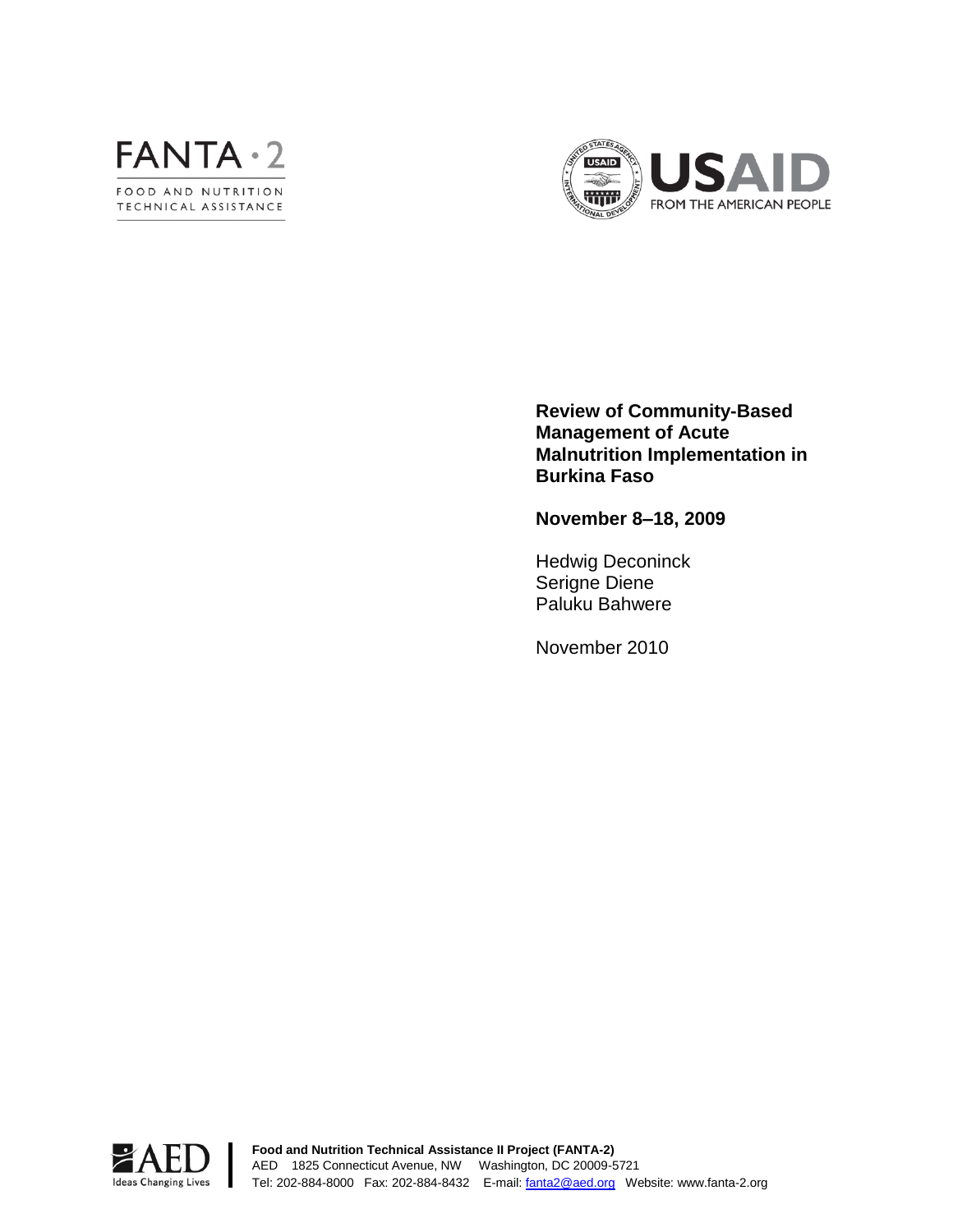FANTA · 2

FOOD AND NUTRITION
TECHNICAL ASSISTANCE

USAID
FROM THE AMERICAN PEOPLE

**Review of Community-Based Management of Acute Malnutrition Implementation in Burkina Faso**

**November 8–18, 2009**

Hedwig Deconinck
Serigne Diene
Paluku Bahwere

November 2010

AED
Ideas Changing Lives

**Food and Nutrition Technical Assistance II Project (FANTA-2)**
AED 1825 Connecticut Avenue, NW Washington, DC 20009-5721
Tel: 202-884-8000 Fax: 202-884-8432 E-mail: fanta2@aed.org Website: www.fanta-2.org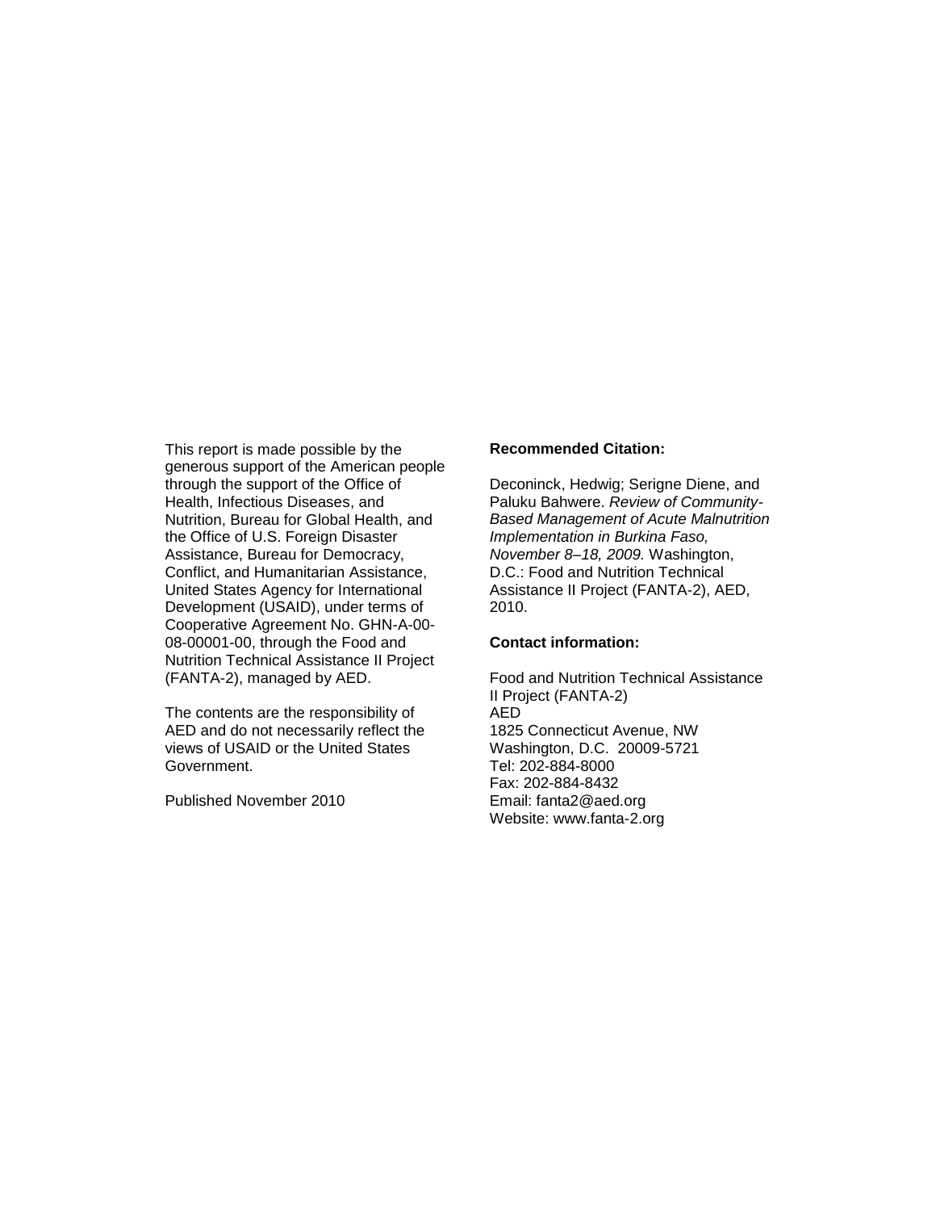This report is made possible by the generous support of the American people through the support of the Office of Health, Infectious Diseases, and Nutrition, Bureau for Global Health, and the Office of U.S. Foreign Disaster Assistance, Bureau for Democracy, Conflict, and Humanitarian Assistance, United States Agency for International Development (USAID), under terms of Cooperative Agreement No. GHN-A-00-08-00001-00, through the Food and Nutrition Technical Assistance II Project (FANTA-2), managed by AED.

The contents are the responsibility of AED and do not necessarily reflect the views of USAID or the United States Government.

Published November 2010

**Recommended Citation:**

Deconinck, Hedwig; Serigne Diene, and Paluku Bahwere. *Review of Community-Based Management of Acute Malnutrition Implementation in Burkina Faso, November 8–18, 2009.* Washington, D.C.: Food and Nutrition Technical Assistance II Project (FANTA-2), AED, 2010.

**Contact information:**

Food and Nutrition Technical Assistance II Project (FANTA-2)
AED
1825 Connecticut Avenue, NW
Washington, D.C. 20009-5721
Tel: 202-884-8000
Fax: 202-884-8432
Email: fanta2@aed.org
Website: www.fanta-2.org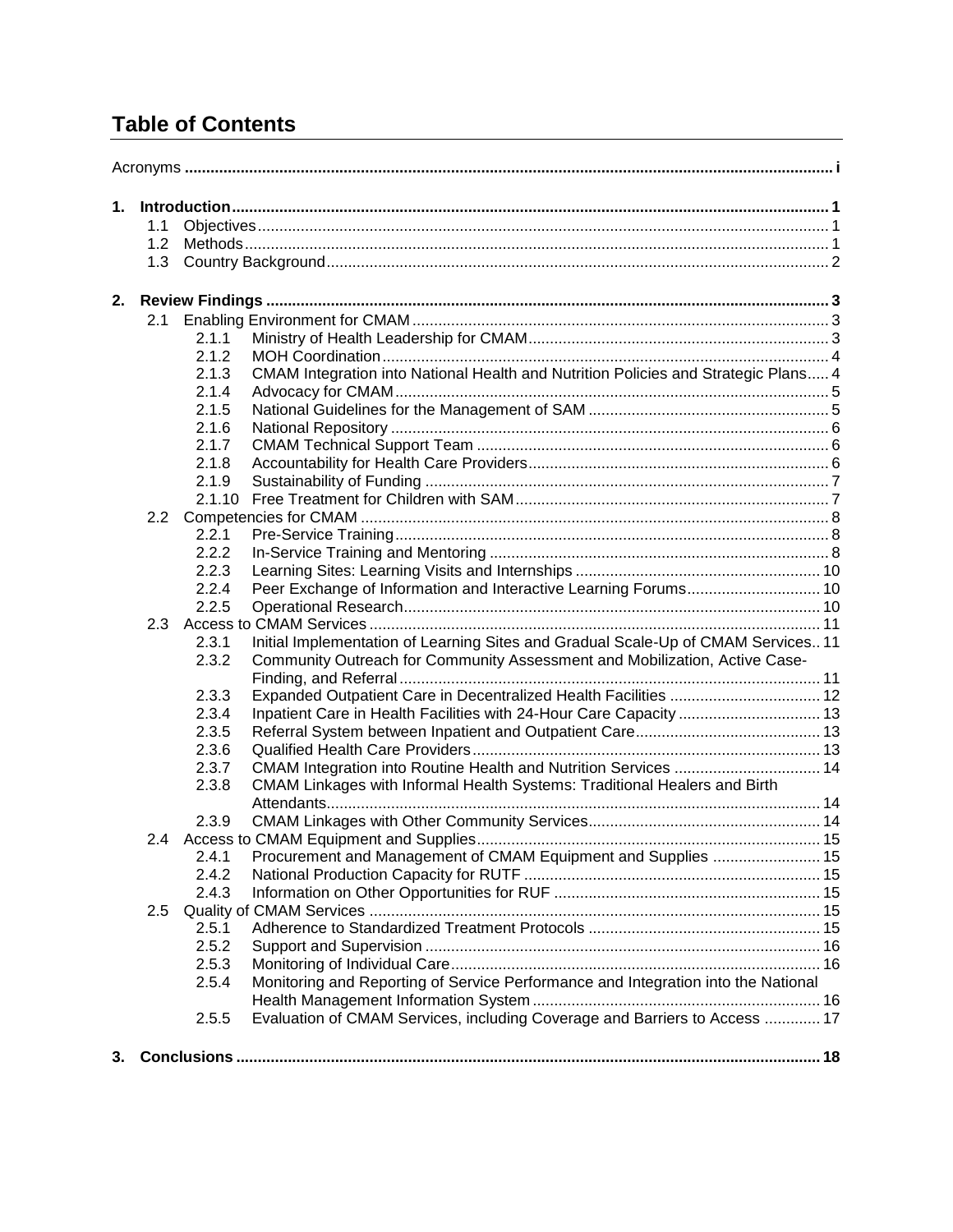# Table of Contents

Acronyms ..... i

1. **Introduction** ..... 1
   - 1.1 Objectives ..... 1
   - 1.2 Methods ..... 1
   - 1.3 Country Background ..... 2

2. **Review Findings** ..... 3
   - 2.1 Enabling Environment for CMAM ..... 3
     - 2.1.1 Ministry of Health Leadership for CMAM ..... 3
     - 2.1.2 MOH Coordination ..... 4
     - 2.1.3 CMAM Integration into National Health and Nutrition Policies and Strategic Plans ..... 4
     - 2.1.4 Advocacy for CMAM ..... 5
     - 2.1.5 National Guidelines for the Management of SAM ..... 5
     - 2.1.6 National Repository ..... 6
     - 2.1.7 CMAM Technical Support Team ..... 6
     - 2.1.8 Accountability for Health Care Providers ..... 6
     - 2.1.9 Sustainability of Funding ..... 7
     - 2.1.10 Free Treatment for Children with SAM ..... 7
   - 2.2 Competencies for CMAM ..... 8
     - 2.2.1 Pre-Service Training ..... 8
     - 2.2.2 In-Service Training and Mentoring ..... 8
     - 2.2.3 Learning Sites: Learning Visits and Internships ..... 10
     - 2.2.4 Peer Exchange of Information and Interactive Learning Forums ..... 10
     - 2.2.5 Operational Research ..... 10
   - 2.3 Access to CMAM Services ..... 11
     - 2.3.1 Initial Implementation of Learning Sites and Gradual Scale-Up of CMAM Services ..... 11
     - 2.3.2 Community Outreach for Community Assessment and Mobilization, Active Case-Finding, and Referral ..... 11
     - 2.3.3 Expanded Outpatient Care in Decentralized Health Facilities ..... 12
     - 2.3.4 Inpatient Care in Health Facilities with 24-Hour Care Capacity ..... 13
     - 2.3.5 Referral System between Inpatient and Outpatient Care ..... 13
     - 2.3.6 Qualified Health Care Providers ..... 13
     - 2.3.7 CMAM Integration into Routine Health and Nutrition Services ..... 14
     - 2.3.8 CMAM Linkages with Informal Health Systems: Traditional Healers and Birth Attendants ..... 14
     - 2.3.9 CMAM Linkages with Other Community Services ..... 14
   - 2.4 Access to CMAM Equipment and Supplies ..... 15
     - 2.4.1 Procurement and Management of CMAM Equipment and Supplies ..... 15
     - 2.4.2 National Production Capacity for RUTF ..... 15
     - 2.4.3 Information on Other Opportunities for RUF ..... 15
   - 2.5 Quality of CMAM Services ..... 15
     - 2.5.1 Adherence to Standardized Treatment Protocols ..... 15
     - 2.5.2 Support and Supervision ..... 16
     - 2.5.3 Monitoring of Individual Care ..... 16
     - 2.5.4 Monitoring and Reporting of Service Performance and Integration into the National Health Management Information System ..... 16
     - 2.5.5 Evaluation of CMAM Services, including Coverage and Barriers to Access ..... 17

3. **Conclusions** ..... 18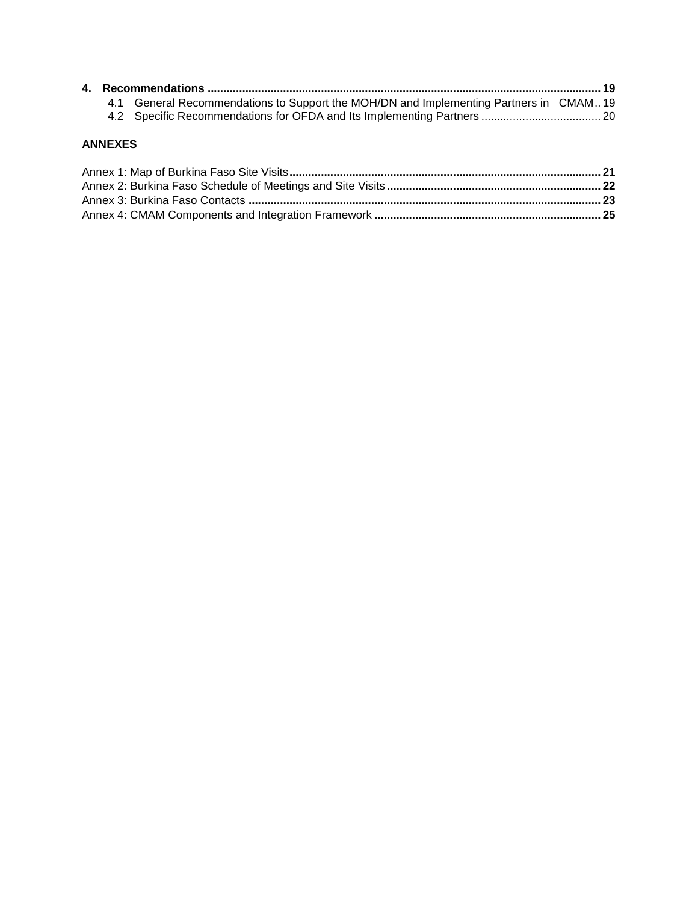**4. Recommendations** .......... **19**

4.1 General Recommendations to Support the MOH/DN and Implementing Partners in CMAM .. 19

4.2 Specific Recommendations for OFDA and Its Implementing Partners .......... 20

**ANNEXES**

Annex 1: Map of Burkina Faso Site Visits .......... **21**

Annex 2: Burkina Faso Schedule of Meetings and Site Visits .......... **22**

Annex 3: Burkina Faso Contacts .......... **23**

Annex 4: CMAM Components and Integration Framework .......... **25**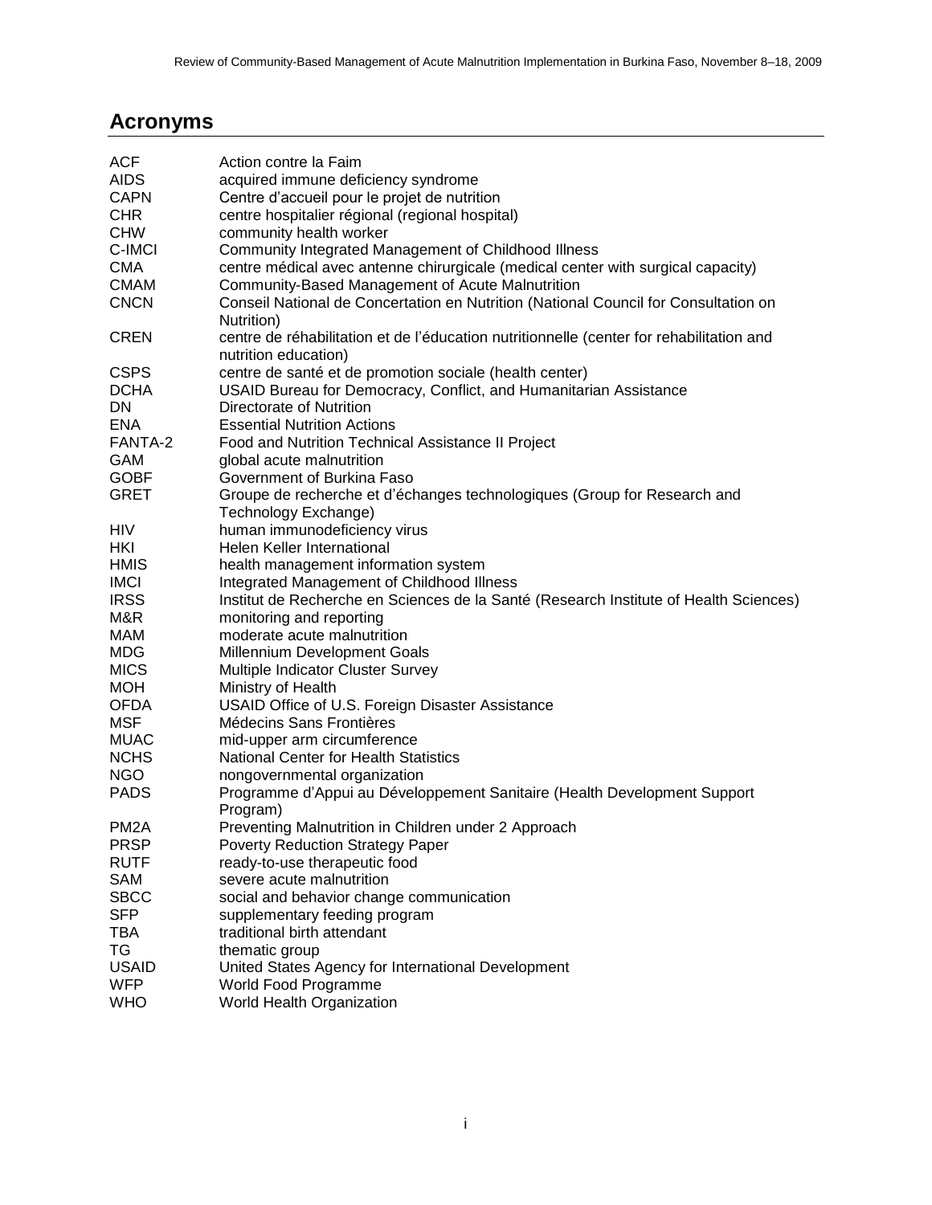## Acronyms

| | |
|---|---|
| ACF | Action contre la Faim |
| AIDS | acquired immune deficiency syndrome |
| CAPN | Centre d'accueil pour le projet de nutrition |
| CHR | centre hospitalier régional (regional hospital) |
| CHW | community health worker |
| C-IMCI | Community Integrated Management of Childhood Illness |
| CMA | centre médical avec antenne chirurgicale (medical center with surgical capacity) |
| CMAM | Community-Based Management of Acute Malnutrition |
| CNCN | Conseil National de Concertation en Nutrition (National Council for Consultation on Nutrition) |
| CREN | centre de réhabilitation et de l'éducation nutritionnelle (center for rehabilitation and nutrition education) |
| CSPS | centre de santé et de promotion sociale (health center) |
| DCHA | USAID Bureau for Democracy, Conflict, and Humanitarian Assistance |
| DN | Directorate of Nutrition |
| ENA | Essential Nutrition Actions |
| FANTA-2 | Food and Nutrition Technical Assistance II Project |
| GAM | global acute malnutrition |
| GOBF | Government of Burkina Faso |
| GRET | Groupe de recherche et d'échanges technologiques (Group for Research and Technology Exchange) |
| HIV | human immunodeficiency virus |
| HKI | Helen Keller International |
| HMIS | health management information system |
| IMCI | Integrated Management of Childhood Illness |
| IRSS | Institut de Recherche en Sciences de la Santé (Research Institute of Health Sciences) |
| M&R | monitoring and reporting |
| MAM | moderate acute malnutrition |
| MDG | Millennium Development Goals |
| MICS | Multiple Indicator Cluster Survey |
| MOH | Ministry of Health |
| OFDA | USAID Office of U.S. Foreign Disaster Assistance |
| MSF | Médecins Sans Frontières |
| MUAC | mid-upper arm circumference |
| NCHS | National Center for Health Statistics |
| NGO | nongovernmental organization |
| PADS | Programme d'Appui au Développement Sanitaire (Health Development Support Program) |
| PM2A | Preventing Malnutrition in Children under 2 Approach |
| PRSP | Poverty Reduction Strategy Paper |
| RUTF | ready-to-use therapeutic food |
| SAM | severe acute malnutrition |
| SBCC | social and behavior change communication |
| SFP | supplementary feeding program |
| TBA | traditional birth attendant |
| TG | thematic group |
| USAID | United States Agency for International Development |
| WFP | World Food Programme |
| WHO | World Health Organization |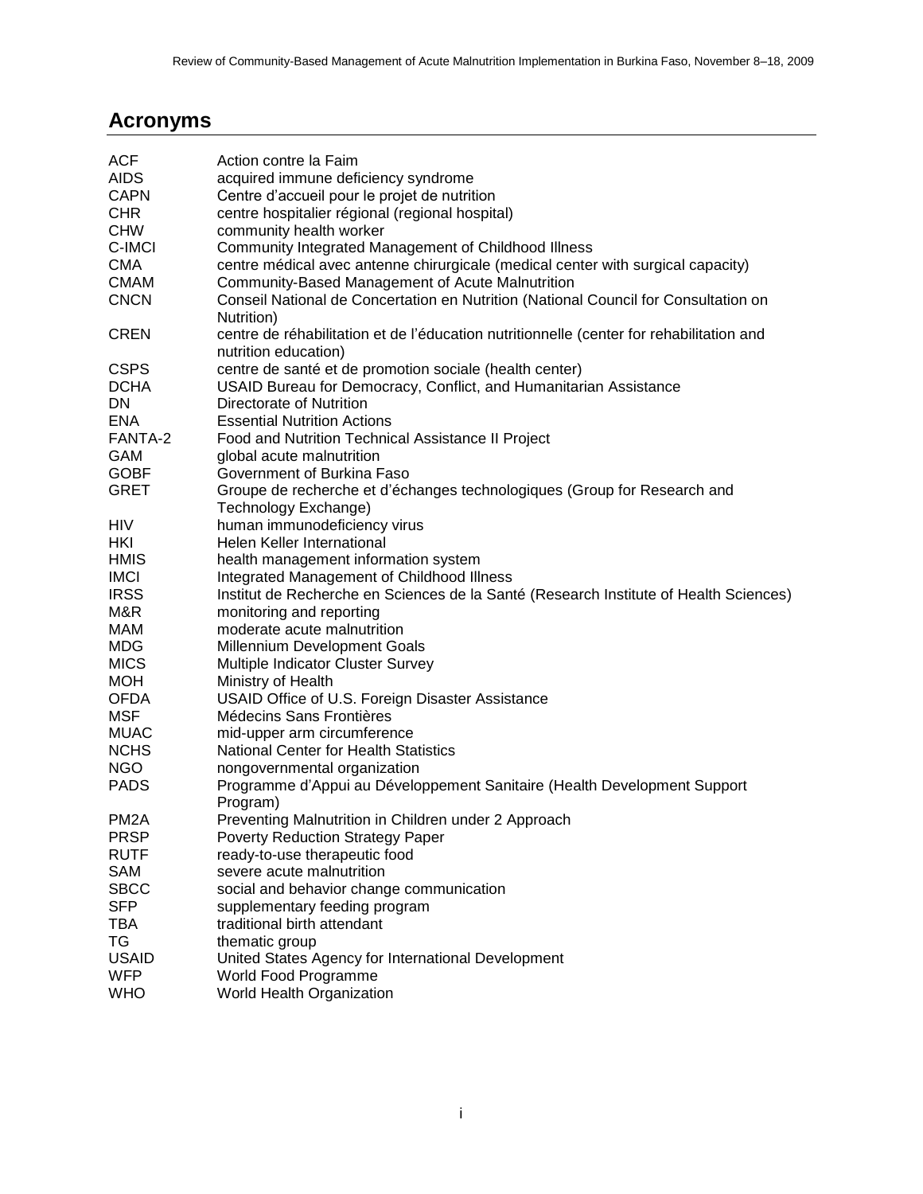## Acronyms

| | |
|---|---|
| ACF | Action contre la Faim |
| AIDS | acquired immune deficiency syndrome |
| CAPN | Centre d'accueil pour le projet de nutrition |
| CHR | centre hospitalier régional (regional hospital) |
| CHW | community health worker |
| C-IMCI | Community Integrated Management of Childhood Illness |
| CMA | centre médical avec antenne chirurgicale (medical center with surgical capacity) |
| CMAM | Community-Based Management of Acute Malnutrition |
| CNCN | Conseil National de Concertation en Nutrition (National Council for Consultation on Nutrition) |
| CREN | centre de réhabilitation et de l'éducation nutritionnelle (center for rehabilitation and nutrition education) |
| CSPS | centre de santé et de promotion sociale (health center) |
| DCHA | USAID Bureau for Democracy, Conflict, and Humanitarian Assistance |
| DN | Directorate of Nutrition |
| ENA | Essential Nutrition Actions |
| FANTA-2 | Food and Nutrition Technical Assistance II Project |
| GAM | global acute malnutrition |
| GOBF | Government of Burkina Faso |
| GRET | Groupe de recherche et d'échanges technologiques (Group for Research and Technology Exchange) |
| HIV | human immunodeficiency virus |
| HKI | Helen Keller International |
| HMIS | health management information system |
| IMCI | Integrated Management of Childhood Illness |
| IRSS | Institut de Recherche en Sciences de la Santé (Research Institute of Health Sciences) |
| M&R | monitoring and reporting |
| MAM | moderate acute malnutrition |
| MDG | Millennium Development Goals |
| MICS | Multiple Indicator Cluster Survey |
| MOH | Ministry of Health |
| OFDA | USAID Office of U.S. Foreign Disaster Assistance |
| MSF | Médecins Sans Frontières |
| MUAC | mid-upper arm circumference |
| NCHS | National Center for Health Statistics |
| NGO | nongovernmental organization |
| PADS | Programme d'Appui au Développement Sanitaire (Health Development Support Program) |
| PM2A | Preventing Malnutrition in Children under 2 Approach |
| PRSP | Poverty Reduction Strategy Paper |
| RUTF | ready-to-use therapeutic food |
| SAM | severe acute malnutrition |
| SBCC | social and behavior change communication |
| SFP | supplementary feeding program |
| TBA | traditional birth attendant |
| TG | thematic group |
| USAID | United States Agency for International Development |
| WFP | World Food Programme |
| WHO | World Health Organization |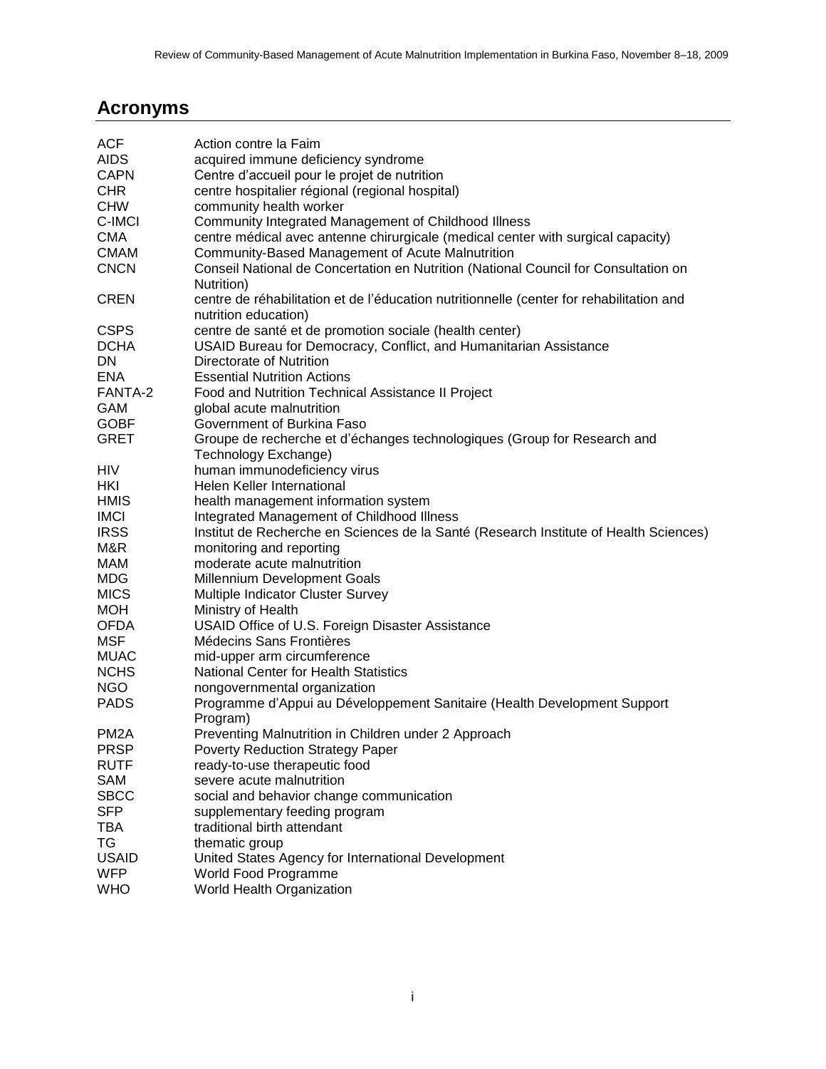## Acronyms

| | |
|---|---|
| ACF | Action contre la Faim |
| AIDS | acquired immune deficiency syndrome |
| CAPN | Centre d'accueil pour le projet de nutrition |
| CHR | centre hospitalier régional (regional hospital) |
| CHW | community health worker |
| C-IMCI | Community Integrated Management of Childhood Illness |
| CMA | centre médical avec antenne chirurgicale (medical center with surgical capacity) |
| CMAM | Community-Based Management of Acute Malnutrition |
| CNCN | Conseil National de Concertation en Nutrition (National Council for Consultation on Nutrition) |
| CREN | centre de réhabilitation et de l'éducation nutritionnelle (center for rehabilitation and nutrition education) |
| CSPS | centre de santé et de promotion sociale (health center) |
| DCHA | USAID Bureau for Democracy, Conflict, and Humanitarian Assistance |
| DN | Directorate of Nutrition |
| ENA | Essential Nutrition Actions |
| FANTA-2 | Food and Nutrition Technical Assistance II Project |
| GAM | global acute malnutrition |
| GOBF | Government of Burkina Faso |
| GRET | Groupe de recherche et d'échanges technologiques (Group for Research and Technology Exchange) |
| HIV | human immunodeficiency virus |
| HKI | Helen Keller International |
| HMIS | health management information system |
| IMCI | Integrated Management of Childhood Illness |
| IRSS | Institut de Recherche en Sciences de la Santé (Research Institute of Health Sciences) |
| M&R | monitoring and reporting |
| MAM | moderate acute malnutrition |
| MDG | Millennium Development Goals |
| MICS | Multiple Indicator Cluster Survey |
| MOH | Ministry of Health |
| OFDA | USAID Office of U.S. Foreign Disaster Assistance |
| MSF | Médecins Sans Frontières |
| MUAC | mid-upper arm circumference |
| NCHS | National Center for Health Statistics |
| NGO | nongovernmental organization |
| PADS | Programme d'Appui au Développement Sanitaire (Health Development Support Program) |
| PM2A | Preventing Malnutrition in Children under 2 Approach |
| PRSP | Poverty Reduction Strategy Paper |
| RUTF | ready-to-use therapeutic food |
| SAM | severe acute malnutrition |
| SBCC | social and behavior change communication |
| SFP | supplementary feeding program |
| TBA | traditional birth attendant |
| TG | thematic group |
| USAID | United States Agency for International Development |
| WFP | World Food Programme |
| WHO | World Health Organization |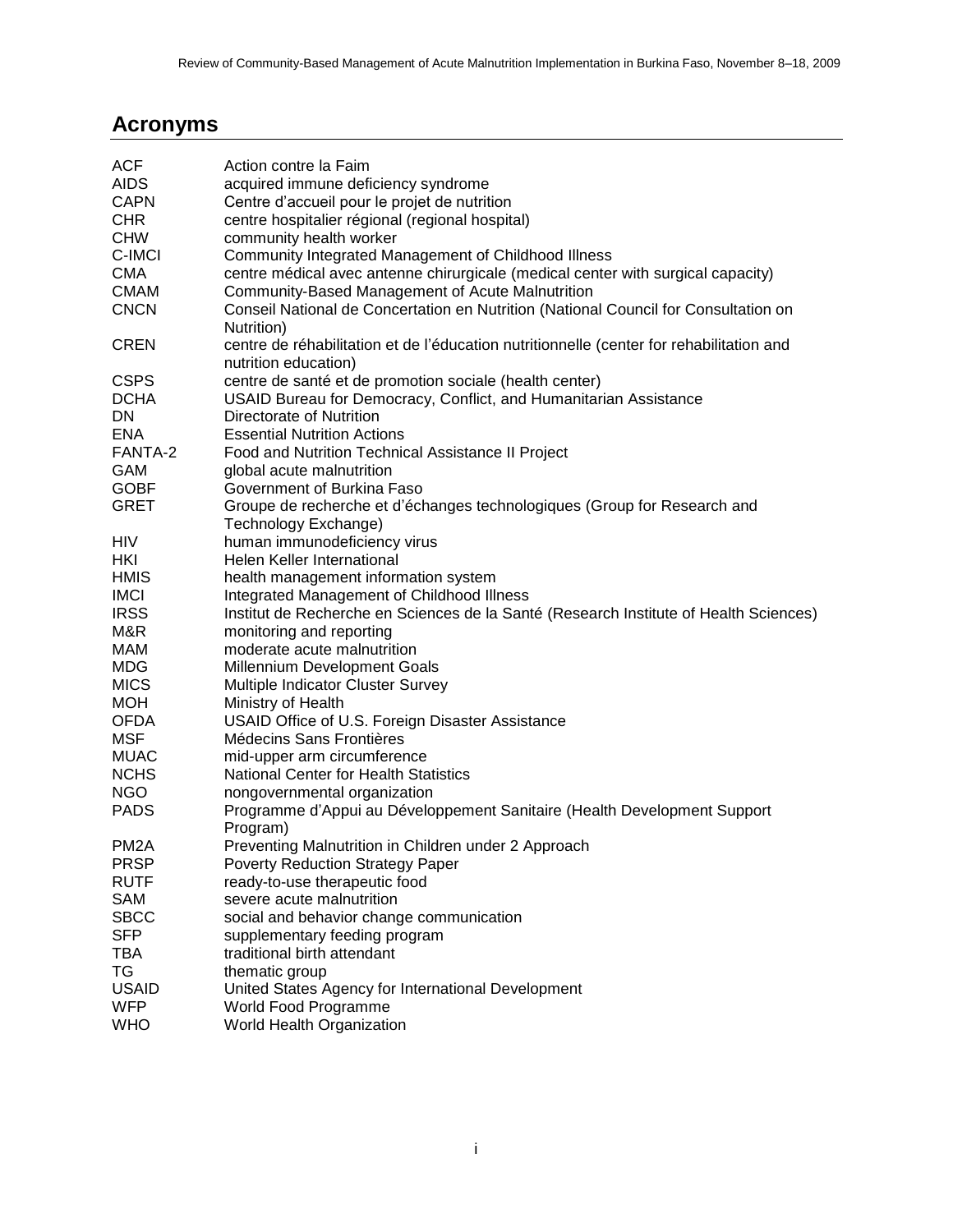## Acronyms

| | |
|---|---|
| ACF | Action contre la Faim |
| AIDS | acquired immune deficiency syndrome |
| CAPN | Centre d'accueil pour le projet de nutrition |
| CHR | centre hospitalier régional (regional hospital) |
| CHW | community health worker |
| C-IMCI | Community Integrated Management of Childhood Illness |
| CMA | centre médical avec antenne chirurgicale (medical center with surgical capacity) |
| CMAM | Community-Based Management of Acute Malnutrition |
| CNCN | Conseil National de Concertation en Nutrition (National Council for Consultation on Nutrition) |
| CREN | centre de réhabilitation et de l'éducation nutritionnelle (center for rehabilitation and nutrition education) |
| CSPS | centre de santé et de promotion sociale (health center) |
| DCHA | USAID Bureau for Democracy, Conflict, and Humanitarian Assistance |
| DN | Directorate of Nutrition |
| ENA | Essential Nutrition Actions |
| FANTA-2 | Food and Nutrition Technical Assistance II Project |
| GAM | global acute malnutrition |
| GOBF | Government of Burkina Faso |
| GRET | Groupe de recherche et d'échanges technologiques (Group for Research and Technology Exchange) |
| HIV | human immunodeficiency virus |
| HKI | Helen Keller International |
| HMIS | health management information system |
| IMCI | Integrated Management of Childhood Illness |
| IRSS | Institut de Recherche en Sciences de la Santé (Research Institute of Health Sciences) |
| M&R | monitoring and reporting |
| MAM | moderate acute malnutrition |
| MDG | Millennium Development Goals |
| MICS | Multiple Indicator Cluster Survey |
| MOH | Ministry of Health |
| OFDA | USAID Office of U.S. Foreign Disaster Assistance |
| MSF | Médecins Sans Frontières |
| MUAC | mid-upper arm circumference |
| NCHS | National Center for Health Statistics |
| NGO | nongovernmental organization |
| PADS | Programme d'Appui au Développement Sanitaire (Health Development Support Program) |
| PM2A | Preventing Malnutrition in Children under 2 Approach |
| PRSP | Poverty Reduction Strategy Paper |
| RUTF | ready-to-use therapeutic food |
| SAM | severe acute malnutrition |
| SBCC | social and behavior change communication |
| SFP | supplementary feeding program |
| TBA | traditional birth attendant |
| TG | thematic group |
| USAID | United States Agency for International Development |
| WFP | World Food Programme |
| WHO | World Health Organization |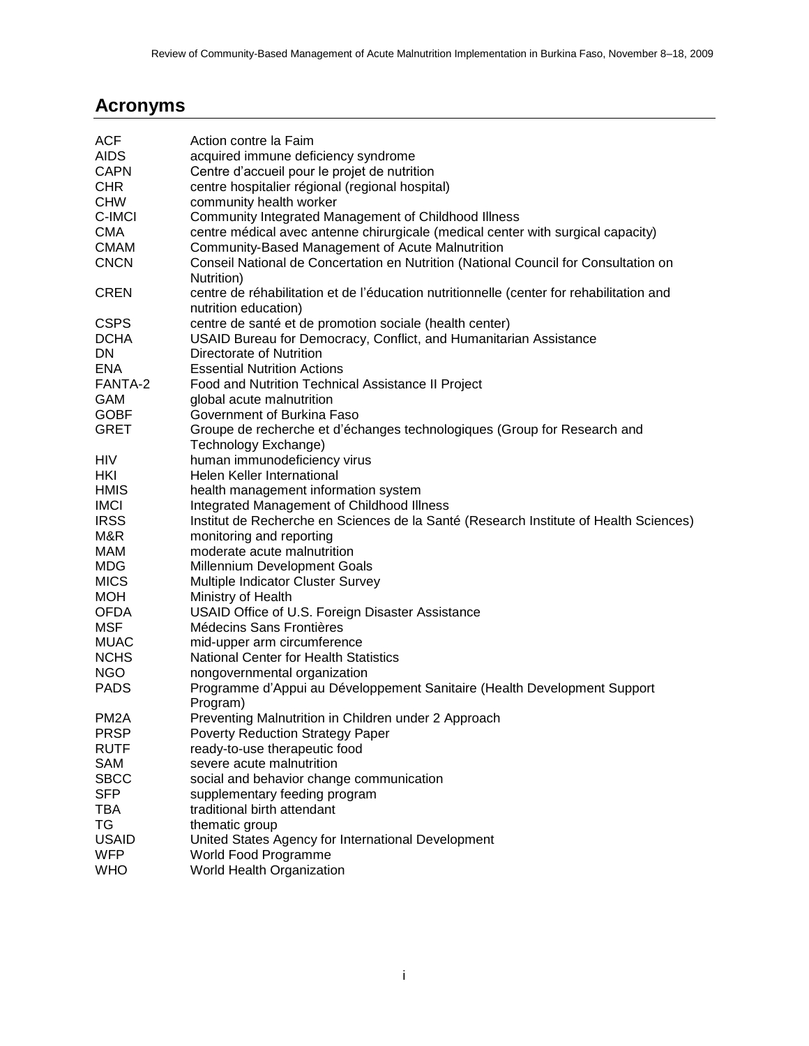# Acronyms

| | |
|---|---|
| ACF | Action contre la Faim |
| AIDS | acquired immune deficiency syndrome |
| CAPN | Centre d'accueil pour le projet de nutrition |
| CHR | centre hospitalier régional (regional hospital) |
| CHW | community health worker |
| C-IMCI | Community Integrated Management of Childhood Illness |
| CMA | centre médical avec antenne chirurgicale (medical center with surgical capacity) |
| CMAM | Community-Based Management of Acute Malnutrition |
| CNCN | Conseil National de Concertation en Nutrition (National Council for Consultation on Nutrition) |
| CREN | centre de réhabilitation et de l'éducation nutritionnelle (center for rehabilitation and nutrition education) |
| CSPS | centre de santé et de promotion sociale (health center) |
| DCHA | USAID Bureau for Democracy, Conflict, and Humanitarian Assistance |
| DN | Directorate of Nutrition |
| ENA | Essential Nutrition Actions |
| FANTA-2 | Food and Nutrition Technical Assistance II Project |
| GAM | global acute malnutrition |
| GOBF | Government of Burkina Faso |
| GRET | Groupe de recherche et d'échanges technologiques (Group for Research and Technology Exchange) |
| HIV | human immunodeficiency virus |
| HKI | Helen Keller International |
| HMIS | health management information system |
| IMCI | Integrated Management of Childhood Illness |
| IRSS | Institut de Recherche en Sciences de la Santé (Research Institute of Health Sciences) |
| M&R | monitoring and reporting |
| MAM | moderate acute malnutrition |
| MDG | Millennium Development Goals |
| MICS | Multiple Indicator Cluster Survey |
| MOH | Ministry of Health |
| OFDA | USAID Office of U.S. Foreign Disaster Assistance |
| MSF | Médecins Sans Frontières |
| MUAC | mid-upper arm circumference |
| NCHS | National Center for Health Statistics |
| NGO | nongovernmental organization |
| PADS | Programme d'Appui au Développement Sanitaire (Health Development Support Program) |
| PM2A | Preventing Malnutrition in Children under 2 Approach |
| PRSP | Poverty Reduction Strategy Paper |
| RUTF | ready-to-use therapeutic food |
| SAM | severe acute malnutrition |
| SBCC | social and behavior change communication |
| SFP | supplementary feeding program |
| TBA | traditional birth attendant |
| TG | thematic group |
| USAID | United States Agency for International Development |
| WFP | World Food Programme |
| WHO | World Health Organization |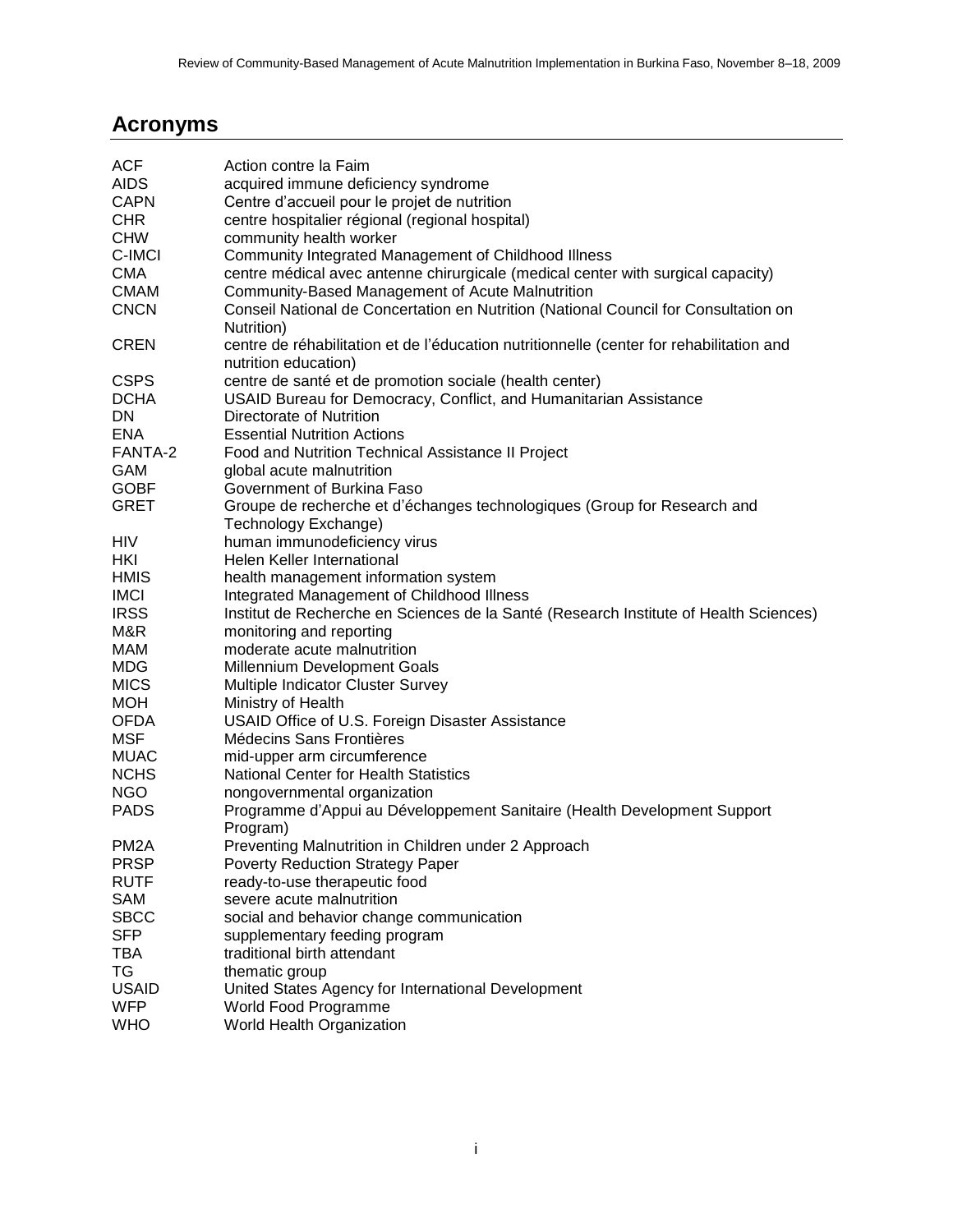# Acronyms

| | |
|---|---|
| ACF | Action contre la Faim |
| AIDS | acquired immune deficiency syndrome |
| CAPN | Centre d'accueil pour le projet de nutrition |
| CHR | centre hospitalier régional (regional hospital) |
| CHW | community health worker |
| C-IMCI | Community Integrated Management of Childhood Illness |
| CMA | centre médical avec antenne chirurgicale (medical center with surgical capacity) |
| CMAM | Community-Based Management of Acute Malnutrition |
| CNCN | Conseil National de Concertation en Nutrition (National Council for Consultation on Nutrition) |
| CREN | centre de réhabilitation et de l'éducation nutritionnelle (center for rehabilitation and nutrition education) |
| CSPS | centre de santé et de promotion sociale (health center) |
| DCHA | USAID Bureau for Democracy, Conflict, and Humanitarian Assistance |
| DN | Directorate of Nutrition |
| ENA | Essential Nutrition Actions |
| FANTA-2 | Food and Nutrition Technical Assistance II Project |
| GAM | global acute malnutrition |
| GOBF | Government of Burkina Faso |
| GRET | Groupe de recherche et d'échanges technologiques (Group for Research and Technology Exchange) |
| HIV | human immunodeficiency virus |
| HKI | Helen Keller International |
| HMIS | health management information system |
| IMCI | Integrated Management of Childhood Illness |
| IRSS | Institut de Recherche en Sciences de la Santé (Research Institute of Health Sciences) |
| M&R | monitoring and reporting |
| MAM | moderate acute malnutrition |
| MDG | Millennium Development Goals |
| MICS | Multiple Indicator Cluster Survey |
| MOH | Ministry of Health |
| OFDA | USAID Office of U.S. Foreign Disaster Assistance |
| MSF | Médecins Sans Frontières |
| MUAC | mid-upper arm circumference |
| NCHS | National Center for Health Statistics |
| NGO | nongovernmental organization |
| PADS | Programme d'Appui au Développement Sanitaire (Health Development Support Program) |
| PM2A | Preventing Malnutrition in Children under 2 Approach |
| PRSP | Poverty Reduction Strategy Paper |
| RUTF | ready-to-use therapeutic food |
| SAM | severe acute malnutrition |
| SBCC | social and behavior change communication |
| SFP | supplementary feeding program |
| TBA | traditional birth attendant |
| TG | thematic group |
| USAID | United States Agency for International Development |
| WFP | World Food Programme |
| WHO | World Health Organization |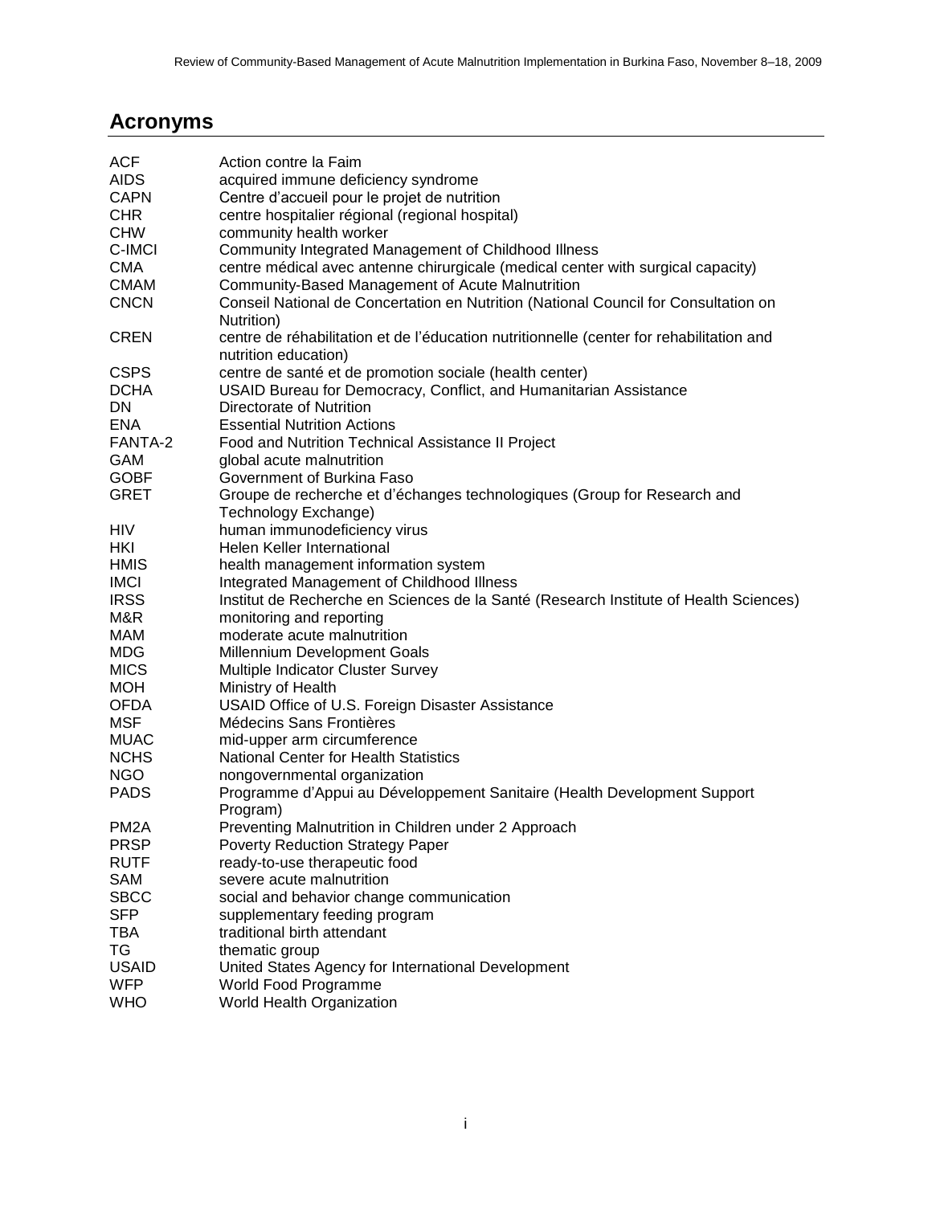## Acronyms

| | |
|---|---|
| ACF | Action contre la Faim |
| AIDS | acquired immune deficiency syndrome |
| CAPN | Centre d'accueil pour le projet de nutrition |
| CHR | centre hospitalier régional (regional hospital) |
| CHW | community health worker |
| C-IMCI | Community Integrated Management of Childhood Illness |
| CMA | centre médical avec antenne chirurgicale (medical center with surgical capacity) |
| CMAM | Community-Based Management of Acute Malnutrition |
| CNCN | Conseil National de Concertation en Nutrition (National Council for Consultation on Nutrition) |
| CREN | centre de réhabilitation et de l'éducation nutritionnelle (center for rehabilitation and nutrition education) |
| CSPS | centre de santé et de promotion sociale (health center) |
| DCHA | USAID Bureau for Democracy, Conflict, and Humanitarian Assistance |
| DN | Directorate of Nutrition |
| ENA | Essential Nutrition Actions |
| FANTA-2 | Food and Nutrition Technical Assistance II Project |
| GAM | global acute malnutrition |
| GOBF | Government of Burkina Faso |
| GRET | Groupe de recherche et d'échanges technologiques (Group for Research and Technology Exchange) |
| HIV | human immunodeficiency virus |
| HKI | Helen Keller International |
| HMIS | health management information system |
| IMCI | Integrated Management of Childhood Illness |
| IRSS | Institut de Recherche en Sciences de la Santé (Research Institute of Health Sciences) |
| M&R | monitoring and reporting |
| MAM | moderate acute malnutrition |
| MDG | Millennium Development Goals |
| MICS | Multiple Indicator Cluster Survey |
| MOH | Ministry of Health |
| OFDA | USAID Office of U.S. Foreign Disaster Assistance |
| MSF | Médecins Sans Frontières |
| MUAC | mid-upper arm circumference |
| NCHS | National Center for Health Statistics |
| NGO | nongovernmental organization |
| PADS | Programme d'Appui au Développement Sanitaire (Health Development Support Program) |
| PM2A | Preventing Malnutrition in Children under 2 Approach |
| PRSP | Poverty Reduction Strategy Paper |
| RUTF | ready-to-use therapeutic food |
| SAM | severe acute malnutrition |
| SBCC | social and behavior change communication |
| SFP | supplementary feeding program |
| TBA | traditional birth attendant |
| TG | thematic group |
| USAID | United States Agency for International Development |
| WFP | World Food Programme |
| WHO | World Health Organization |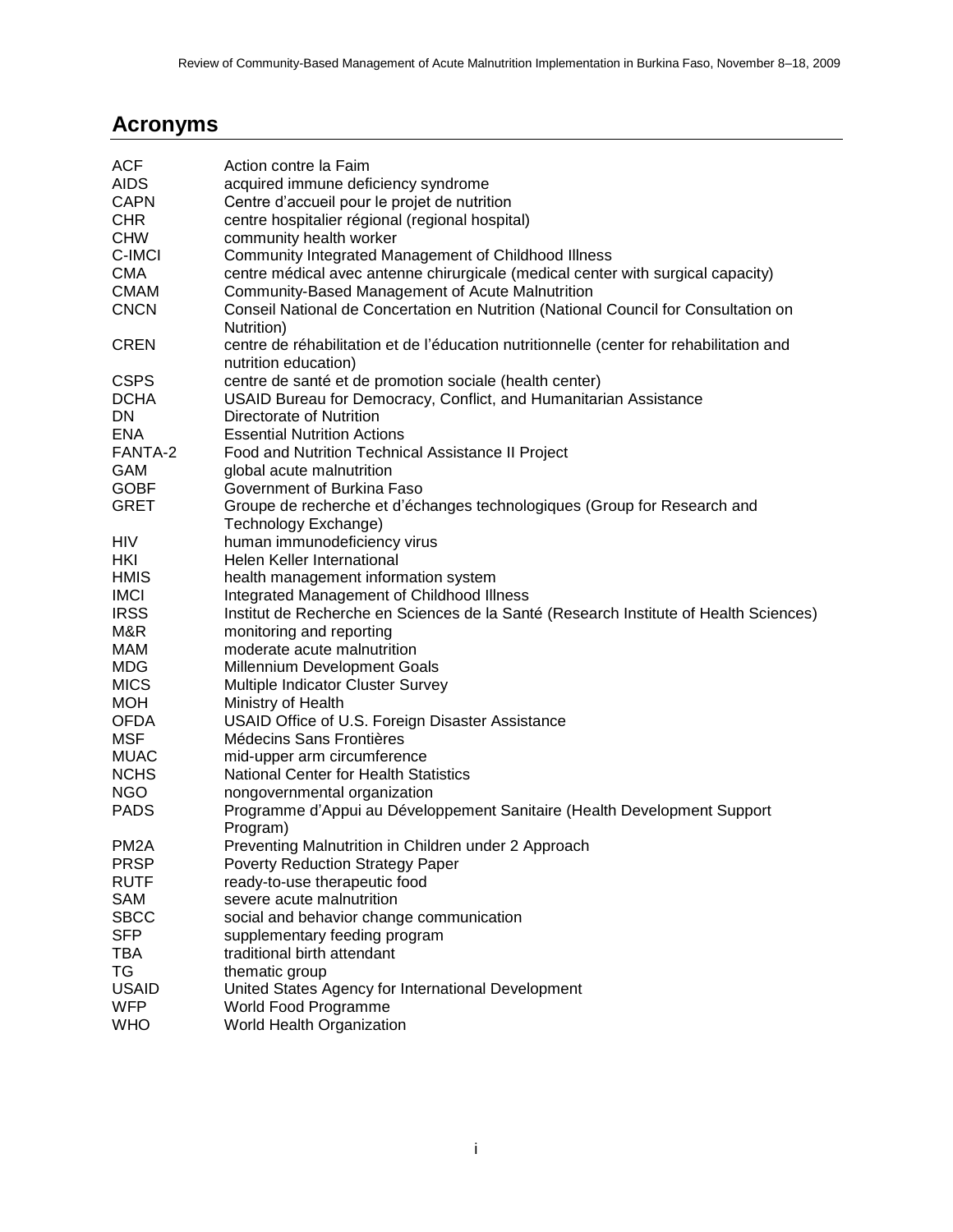## Acronyms

| | |
|---|---|
| ACF | Action contre la Faim |
| AIDS | acquired immune deficiency syndrome |
| CAPN | Centre d'accueil pour le projet de nutrition |
| CHR | centre hospitalier régional (regional hospital) |
| CHW | community health worker |
| C-IMCI | Community Integrated Management of Childhood Illness |
| CMA | centre médical avec antenne chirurgicale (medical center with surgical capacity) |
| CMAM | Community-Based Management of Acute Malnutrition |
| CNCN | Conseil National de Concertation en Nutrition (National Council for Consultation on Nutrition) |
| CREN | centre de réhabilitation et de l'éducation nutritionnelle (center for rehabilitation and nutrition education) |
| CSPS | centre de santé et de promotion sociale (health center) |
| DCHA | USAID Bureau for Democracy, Conflict, and Humanitarian Assistance |
| DN | Directorate of Nutrition |
| ENA | Essential Nutrition Actions |
| FANTA-2 | Food and Nutrition Technical Assistance II Project |
| GAM | global acute malnutrition |
| GOBF | Government of Burkina Faso |
| GRET | Groupe de recherche et d'échanges technologiques (Group for Research and Technology Exchange) |
| HIV | human immunodeficiency virus |
| HKI | Helen Keller International |
| HMIS | health management information system |
| IMCI | Integrated Management of Childhood Illness |
| IRSS | Institut de Recherche en Sciences de la Santé (Research Institute of Health Sciences) |
| M&R | monitoring and reporting |
| MAM | moderate acute malnutrition |
| MDG | Millennium Development Goals |
| MICS | Multiple Indicator Cluster Survey |
| MOH | Ministry of Health |
| OFDA | USAID Office of U.S. Foreign Disaster Assistance |
| MSF | Médecins Sans Frontières |
| MUAC | mid-upper arm circumference |
| NCHS | National Center for Health Statistics |
| NGO | nongovernmental organization |
| PADS | Programme d'Appui au Développement Sanitaire (Health Development Support Program) |
| PM2A | Preventing Malnutrition in Children under 2 Approach |
| PRSP | Poverty Reduction Strategy Paper |
| RUTF | ready-to-use therapeutic food |
| SAM | severe acute malnutrition |
| SBCC | social and behavior change communication |
| SFP | supplementary feeding program |
| TBA | traditional birth attendant |
| TG | thematic group |
| USAID | United States Agency for International Development |
| WFP | World Food Programme |
| WHO | World Health Organization |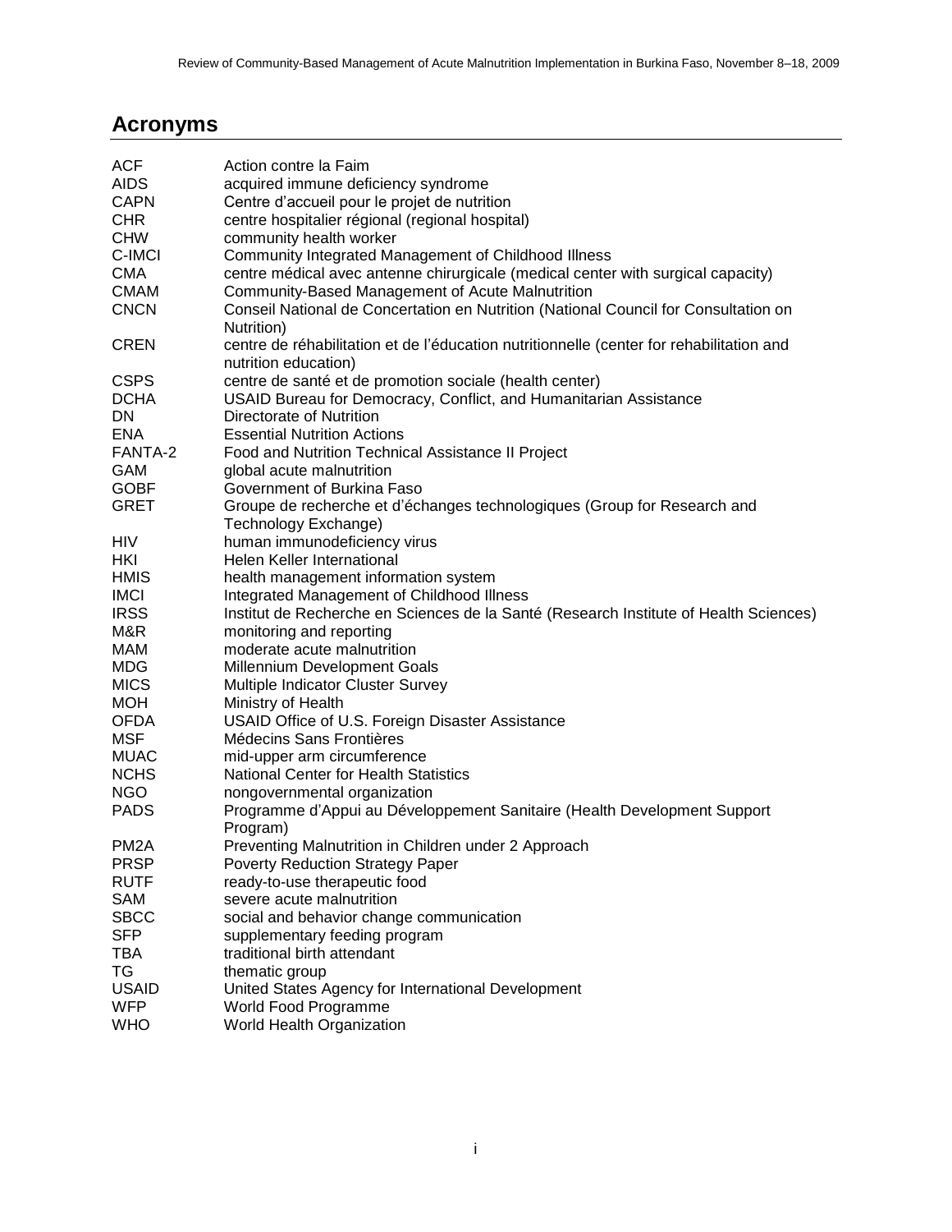## Acronyms

| | |
|---|---|
| ACF | Action contre la Faim |
| AIDS | acquired immune deficiency syndrome |
| CAPN | Centre d'accueil pour le projet de nutrition |
| CHR | centre hospitalier régional (regional hospital) |
| CHW | community health worker |
| C-IMCI | Community Integrated Management of Childhood Illness |
| CMA | centre médical avec antenne chirurgicale (medical center with surgical capacity) |
| CMAM | Community-Based Management of Acute Malnutrition |
| CNCN | Conseil National de Concertation en Nutrition (National Council for Consultation on Nutrition) |
| CREN | centre de réhabilitation et de l'éducation nutritionnelle (center for rehabilitation and nutrition education) |
| CSPS | centre de santé et de promotion sociale (health center) |
| DCHA | USAID Bureau for Democracy, Conflict, and Humanitarian Assistance |
| DN | Directorate of Nutrition |
| ENA | Essential Nutrition Actions |
| FANTA-2 | Food and Nutrition Technical Assistance II Project |
| GAM | global acute malnutrition |
| GOBF | Government of Burkina Faso |
| GRET | Groupe de recherche et d'échanges technologiques (Group for Research and Technology Exchange) |
| HIV | human immunodeficiency virus |
| HKI | Helen Keller International |
| HMIS | health management information system |
| IMCI | Integrated Management of Childhood Illness |
| IRSS | Institut de Recherche en Sciences de la Santé (Research Institute of Health Sciences) |
| M&R | monitoring and reporting |
| MAM | moderate acute malnutrition |
| MDG | Millennium Development Goals |
| MICS | Multiple Indicator Cluster Survey |
| MOH | Ministry of Health |
| OFDA | USAID Office of U.S. Foreign Disaster Assistance |
| MSF | Médecins Sans Frontières |
| MUAC | mid-upper arm circumference |
| NCHS | National Center for Health Statistics |
| NGO | nongovernmental organization |
| PADS | Programme d'Appui au Développement Sanitaire (Health Development Support Program) |
| PM2A | Preventing Malnutrition in Children under 2 Approach |
| PRSP | Poverty Reduction Strategy Paper |
| RUTF | ready-to-use therapeutic food |
| SAM | severe acute malnutrition |
| SBCC | social and behavior change communication |
| SFP | supplementary feeding program |
| TBA | traditional birth attendant |
| TG | thematic group |
| USAID | United States Agency for International Development |
| WFP | World Food Programme |
| WHO | World Health Organization |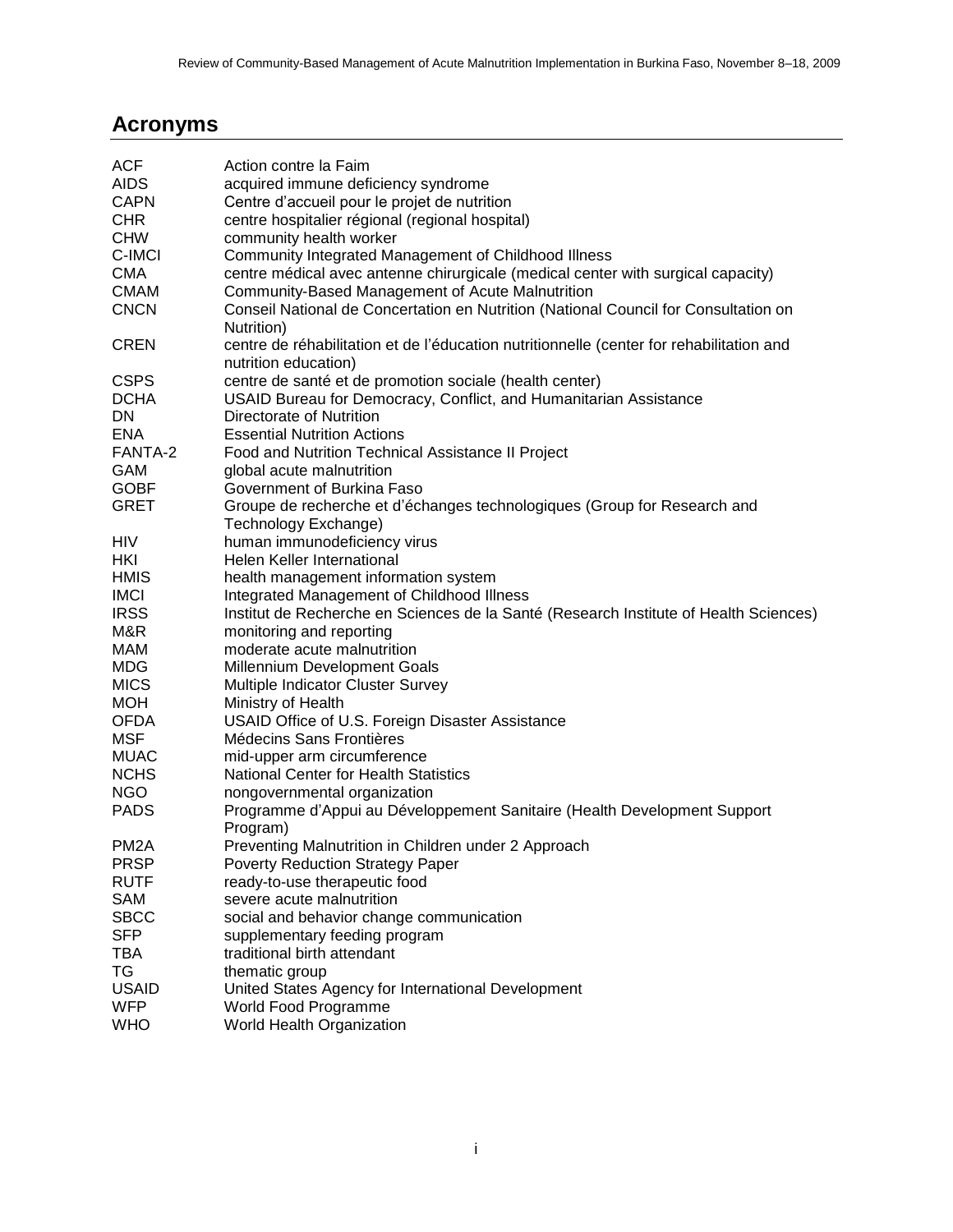## Acronyms

| | |
|---|---|
| ACF | Action contre la Faim |
| AIDS | acquired immune deficiency syndrome |
| CAPN | Centre d'accueil pour le projet de nutrition |
| CHR | centre hospitalier régional (regional hospital) |
| CHW | community health worker |
| C-IMCI | Community Integrated Management of Childhood Illness |
| CMA | centre médical avec antenne chirurgicale (medical center with surgical capacity) |
| CMAM | Community-Based Management of Acute Malnutrition |
| CNCN | Conseil National de Concertation en Nutrition (National Council for Consultation on Nutrition) |
| CREN | centre de réhabilitation et de l'éducation nutritionnelle (center for rehabilitation and nutrition education) |
| CSPS | centre de santé et de promotion sociale (health center) |
| DCHA | USAID Bureau for Democracy, Conflict, and Humanitarian Assistance |
| DN | Directorate of Nutrition |
| ENA | Essential Nutrition Actions |
| FANTA-2 | Food and Nutrition Technical Assistance II Project |
| GAM | global acute malnutrition |
| GOBF | Government of Burkina Faso |
| GRET | Groupe de recherche et d'échanges technologiques (Group for Research and Technology Exchange) |
| HIV | human immunodeficiency virus |
| HKI | Helen Keller International |
| HMIS | health management information system |
| IMCI | Integrated Management of Childhood Illness |
| IRSS | Institut de Recherche en Sciences de la Santé (Research Institute of Health Sciences) |
| M&R | monitoring and reporting |
| MAM | moderate acute malnutrition |
| MDG | Millennium Development Goals |
| MICS | Multiple Indicator Cluster Survey |
| MOH | Ministry of Health |
| OFDA | USAID Office of U.S. Foreign Disaster Assistance |
| MSF | Médecins Sans Frontières |
| MUAC | mid-upper arm circumference |
| NCHS | National Center for Health Statistics |
| NGO | nongovernmental organization |
| PADS | Programme d'Appui au Développement Sanitaire (Health Development Support Program) |
| PM2A | Preventing Malnutrition in Children under 2 Approach |
| PRSP | Poverty Reduction Strategy Paper |
| RUTF | ready-to-use therapeutic food |
| SAM | severe acute malnutrition |
| SBCC | social and behavior change communication |
| SFP | supplementary feeding program |
| TBA | traditional birth attendant |
| TG | thematic group |
| USAID | United States Agency for International Development |
| WFP | World Food Programme |
| WHO | World Health Organization |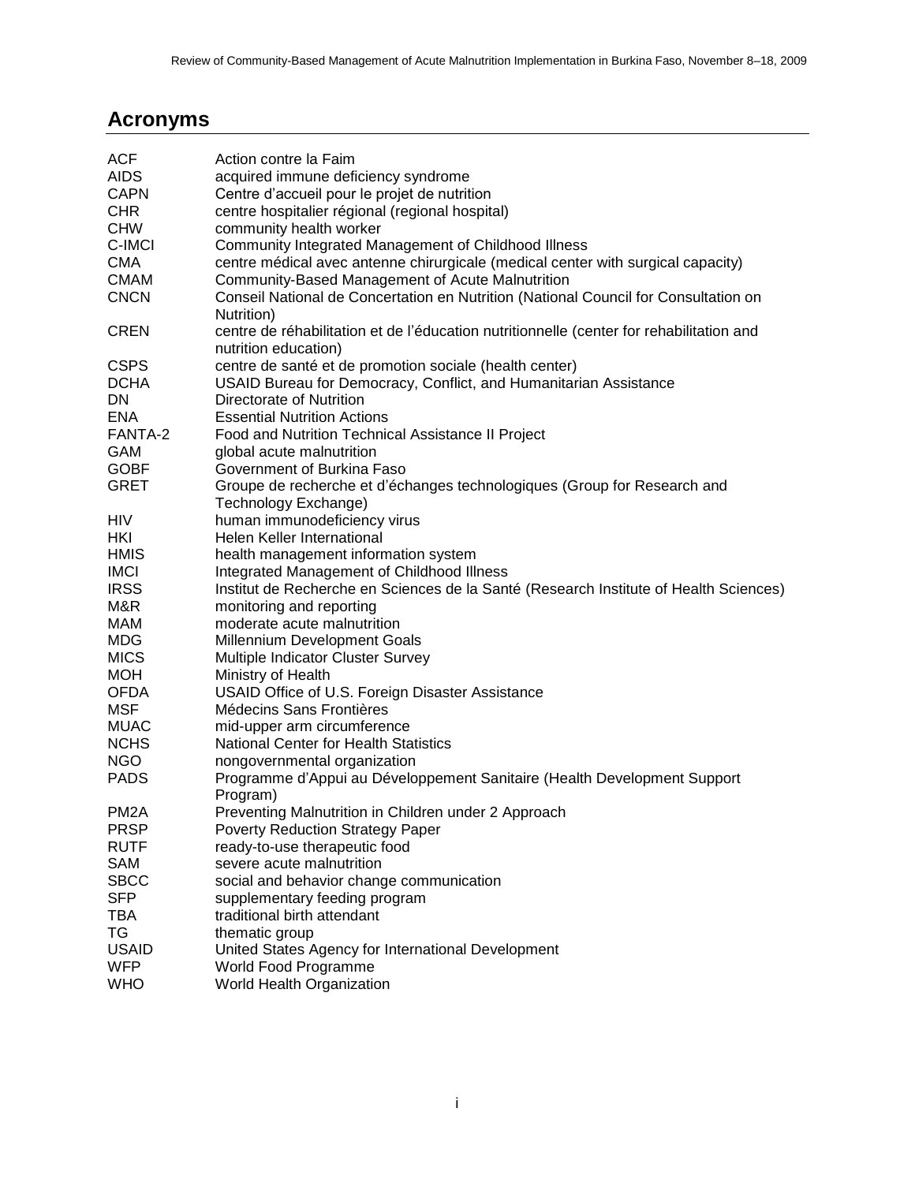## Acronyms

| | |
|---|---|
| ACF | Action contre la Faim |
| AIDS | acquired immune deficiency syndrome |
| CAPN | Centre d'accueil pour le projet de nutrition |
| CHR | centre hospitalier régional (regional hospital) |
| CHW | community health worker |
| C-IMCI | Community Integrated Management of Childhood Illness |
| CMA | centre médical avec antenne chirurgicale (medical center with surgical capacity) |
| CMAM | Community-Based Management of Acute Malnutrition |
| CNCN | Conseil National de Concertation en Nutrition (National Council for Consultation on Nutrition) |
| CREN | centre de réhabilitation et de l'éducation nutritionnelle (center for rehabilitation and nutrition education) |
| CSPS | centre de santé et de promotion sociale (health center) |
| DCHA | USAID Bureau for Democracy, Conflict, and Humanitarian Assistance |
| DN | Directorate of Nutrition |
| ENA | Essential Nutrition Actions |
| FANTA-2 | Food and Nutrition Technical Assistance II Project |
| GAM | global acute malnutrition |
| GOBF | Government of Burkina Faso |
| GRET | Groupe de recherche et d'échanges technologiques (Group for Research and Technology Exchange) |
| HIV | human immunodeficiency virus |
| HKI | Helen Keller International |
| HMIS | health management information system |
| IMCI | Integrated Management of Childhood Illness |
| IRSS | Institut de Recherche en Sciences de la Santé (Research Institute of Health Sciences) |
| M&R | monitoring and reporting |
| MAM | moderate acute malnutrition |
| MDG | Millennium Development Goals |
| MICS | Multiple Indicator Cluster Survey |
| MOH | Ministry of Health |
| OFDA | USAID Office of U.S. Foreign Disaster Assistance |
| MSF | Médecins Sans Frontières |
| MUAC | mid-upper arm circumference |
| NCHS | National Center for Health Statistics |
| NGO | nongovernmental organization |
| PADS | Programme d'Appui au Développement Sanitaire (Health Development Support Program) |
| PM2A | Preventing Malnutrition in Children under 2 Approach |
| PRSP | Poverty Reduction Strategy Paper |
| RUTF | ready-to-use therapeutic food |
| SAM | severe acute malnutrition |
| SBCC | social and behavior change communication |
| SFP | supplementary feeding program |
| TBA | traditional birth attendant |
| TG | thematic group |
| USAID | United States Agency for International Development |
| WFP | World Food Programme |
| WHO | World Health Organization |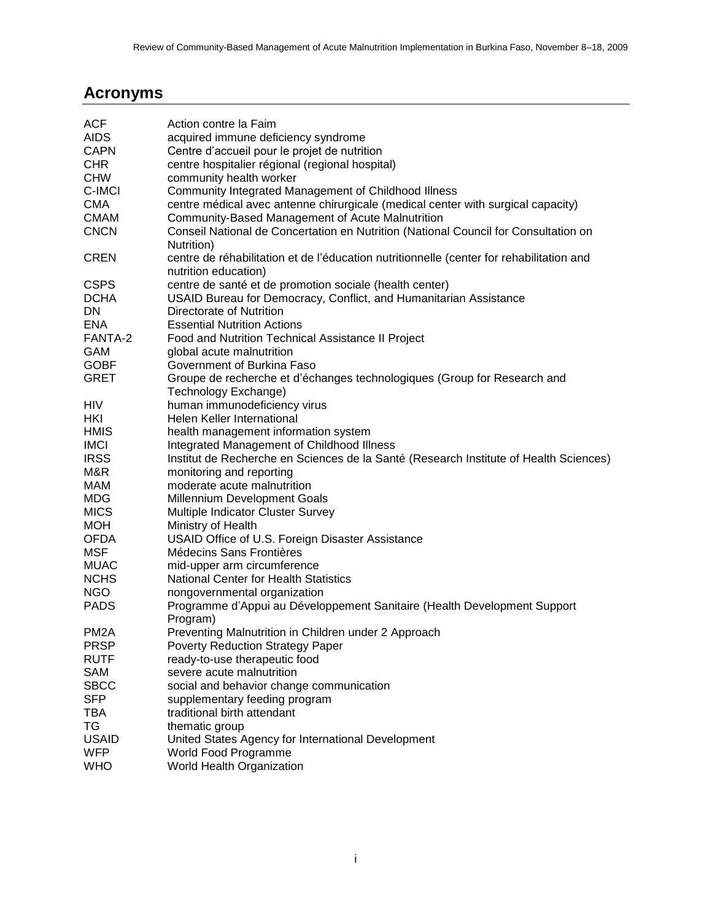## Acronyms

| | |
|---|---|
| ACF | Action contre la Faim |
| AIDS | acquired immune deficiency syndrome |
| CAPN | Centre d'accueil pour le projet de nutrition |
| CHR | centre hospitalier régional (regional hospital) |
| CHW | community health worker |
| C-IMCI | Community Integrated Management of Childhood Illness |
| CMA | centre médical avec antenne chirurgicale (medical center with surgical capacity) |
| CMAM | Community-Based Management of Acute Malnutrition |
| CNCN | Conseil National de Concertation en Nutrition (National Council for Consultation on Nutrition) |
| CREN | centre de réhabilitation et de l'éducation nutritionnelle (center for rehabilitation and nutrition education) |
| CSPS | centre de santé et de promotion sociale (health center) |
| DCHA | USAID Bureau for Democracy, Conflict, and Humanitarian Assistance |
| DN | Directorate of Nutrition |
| ENA | Essential Nutrition Actions |
| FANTA-2 | Food and Nutrition Technical Assistance II Project |
| GAM | global acute malnutrition |
| GOBF | Government of Burkina Faso |
| GRET | Groupe de recherche et d'échanges technologiques (Group for Research and Technology Exchange) |
| HIV | human immunodeficiency virus |
| HKI | Helen Keller International |
| HMIS | health management information system |
| IMCI | Integrated Management of Childhood Illness |
| IRSS | Institut de Recherche en Sciences de la Santé (Research Institute of Health Sciences) |
| M&R | monitoring and reporting |
| MAM | moderate acute malnutrition |
| MDG | Millennium Development Goals |
| MICS | Multiple Indicator Cluster Survey |
| MOH | Ministry of Health |
| OFDA | USAID Office of U.S. Foreign Disaster Assistance |
| MSF | Médecins Sans Frontières |
| MUAC | mid-upper arm circumference |
| NCHS | National Center for Health Statistics |
| NGO | nongovernmental organization |
| PADS | Programme d'Appui au Développement Sanitaire (Health Development Support Program) |
| PM2A | Preventing Malnutrition in Children under 2 Approach |
| PRSP | Poverty Reduction Strategy Paper |
| RUTF | ready-to-use therapeutic food |
| SAM | severe acute malnutrition |
| SBCC | social and behavior change communication |
| SFP | supplementary feeding program |
| TBA | traditional birth attendant |
| TG | thematic group |
| USAID | United States Agency for International Development |
| WFP | World Food Programme |
| WHO | World Health Organization |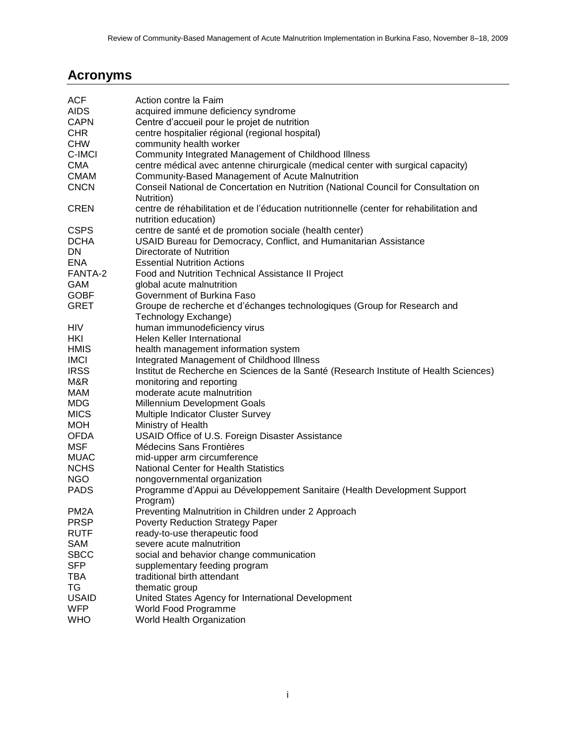## Acronyms

| | |
|---|---|
| ACF | Action contre la Faim |
| AIDS | acquired immune deficiency syndrome |
| CAPN | Centre d'accueil pour le projet de nutrition |
| CHR | centre hospitalier régional (regional hospital) |
| CHW | community health worker |
| C-IMCI | Community Integrated Management of Childhood Illness |
| CMA | centre médical avec antenne chirurgicale (medical center with surgical capacity) |
| CMAM | Community-Based Management of Acute Malnutrition |
| CNCN | Conseil National de Concertation en Nutrition (National Council for Consultation on Nutrition) |
| CREN | centre de réhabilitation et de l'éducation nutritionnelle (center for rehabilitation and nutrition education) |
| CSPS | centre de santé et de promotion sociale (health center) |
| DCHA | USAID Bureau for Democracy, Conflict, and Humanitarian Assistance |
| DN | Directorate of Nutrition |
| ENA | Essential Nutrition Actions |
| FANTA-2 | Food and Nutrition Technical Assistance II Project |
| GAM | global acute malnutrition |
| GOBF | Government of Burkina Faso |
| GRET | Groupe de recherche et d'échanges technologiques (Group for Research and Technology Exchange) |
| HIV | human immunodeficiency virus |
| HKI | Helen Keller International |
| HMIS | health management information system |
| IMCI | Integrated Management of Childhood Illness |
| IRSS | Institut de Recherche en Sciences de la Santé (Research Institute of Health Sciences) |
| M&R | monitoring and reporting |
| MAM | moderate acute malnutrition |
| MDG | Millennium Development Goals |
| MICS | Multiple Indicator Cluster Survey |
| MOH | Ministry of Health |
| OFDA | USAID Office of U.S. Foreign Disaster Assistance |
| MSF | Médecins Sans Frontières |
| MUAC | mid-upper arm circumference |
| NCHS | National Center for Health Statistics |
| NGO | nongovernmental organization |
| PADS | Programme d'Appui au Développement Sanitaire (Health Development Support Program) |
| PM2A | Preventing Malnutrition in Children under 2 Approach |
| PRSP | Poverty Reduction Strategy Paper |
| RUTF | ready-to-use therapeutic food |
| SAM | severe acute malnutrition |
| SBCC | social and behavior change communication |
| SFP | supplementary feeding program |
| TBA | traditional birth attendant |
| TG | thematic group |
| USAID | United States Agency for International Development |
| WFP | World Food Programme |
| WHO | World Health Organization |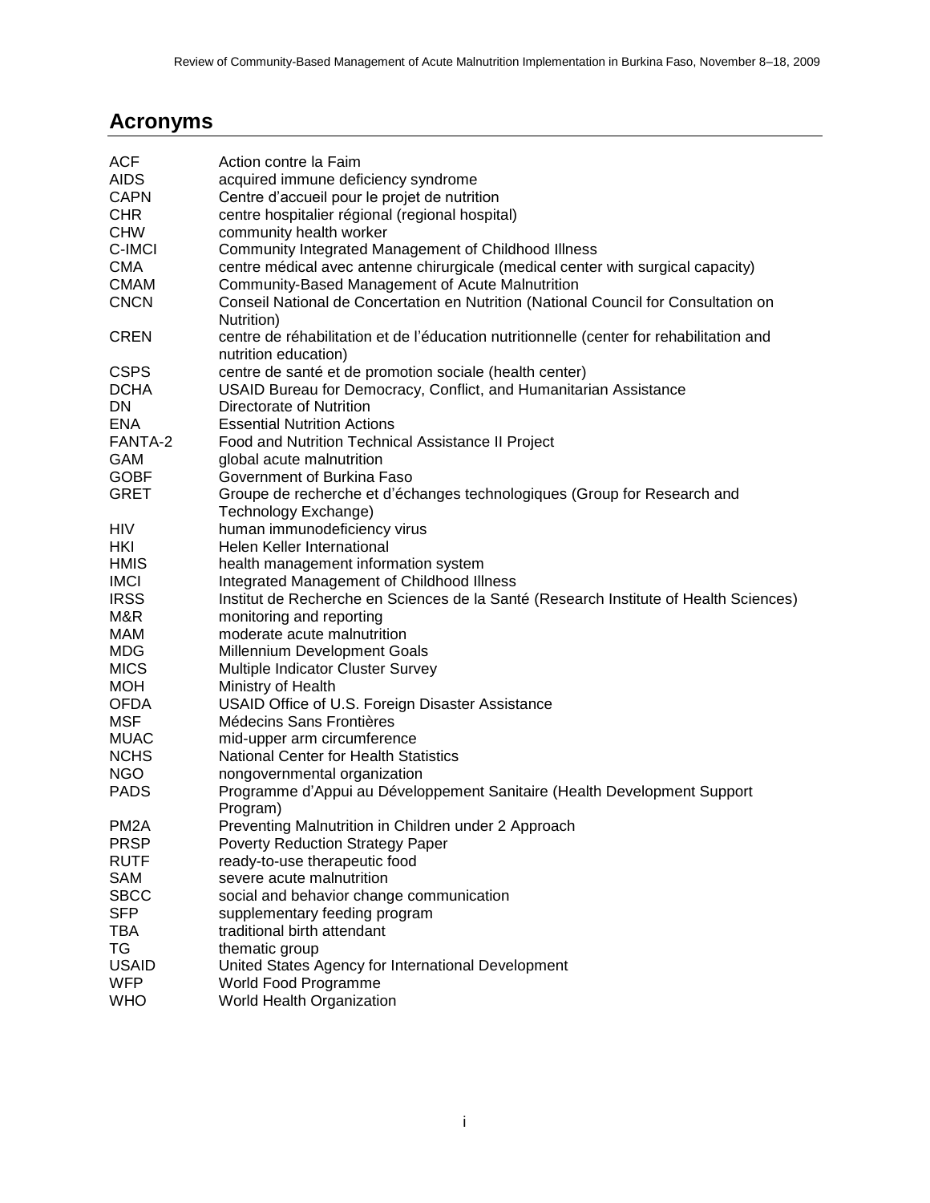## Acronyms

| | |
|---|---|
| ACF | Action contre la Faim |
| AIDS | acquired immune deficiency syndrome |
| CAPN | Centre d'accueil pour le projet de nutrition |
| CHR | centre hospitalier régional (regional hospital) |
| CHW | community health worker |
| C-IMCI | Community Integrated Management of Childhood Illness |
| CMA | centre médical avec antenne chirurgicale (medical center with surgical capacity) |
| CMAM | Community-Based Management of Acute Malnutrition |
| CNCN | Conseil National de Concertation en Nutrition (National Council for Consultation on Nutrition) |
| CREN | centre de réhabilitation et de l'éducation nutritionnelle (center for rehabilitation and nutrition education) |
| CSPS | centre de santé et de promotion sociale (health center) |
| DCHA | USAID Bureau for Democracy, Conflict, and Humanitarian Assistance |
| DN | Directorate of Nutrition |
| ENA | Essential Nutrition Actions |
| FANTA-2 | Food and Nutrition Technical Assistance II Project |
| GAM | global acute malnutrition |
| GOBF | Government of Burkina Faso |
| GRET | Groupe de recherche et d'échanges technologiques (Group for Research and Technology Exchange) |
| HIV | human immunodeficiency virus |
| HKI | Helen Keller International |
| HMIS | health management information system |
| IMCI | Integrated Management of Childhood Illness |
| IRSS | Institut de Recherche en Sciences de la Santé (Research Institute of Health Sciences) |
| M&R | monitoring and reporting |
| MAM | moderate acute malnutrition |
| MDG | Millennium Development Goals |
| MICS | Multiple Indicator Cluster Survey |
| MOH | Ministry of Health |
| OFDA | USAID Office of U.S. Foreign Disaster Assistance |
| MSF | Médecins Sans Frontières |
| MUAC | mid-upper arm circumference |
| NCHS | National Center for Health Statistics |
| NGO | nongovernmental organization |
| PADS | Programme d'Appui au Développement Sanitaire (Health Development Support Program) |
| PM2A | Preventing Malnutrition in Children under 2 Approach |
| PRSP | Poverty Reduction Strategy Paper |
| RUTF | ready-to-use therapeutic food |
| SAM | severe acute malnutrition |
| SBCC | social and behavior change communication |
| SFP | supplementary feeding program |
| TBA | traditional birth attendant |
| TG | thematic group |
| USAID | United States Agency for International Development |
| WFP | World Food Programme |
| WHO | World Health Organization |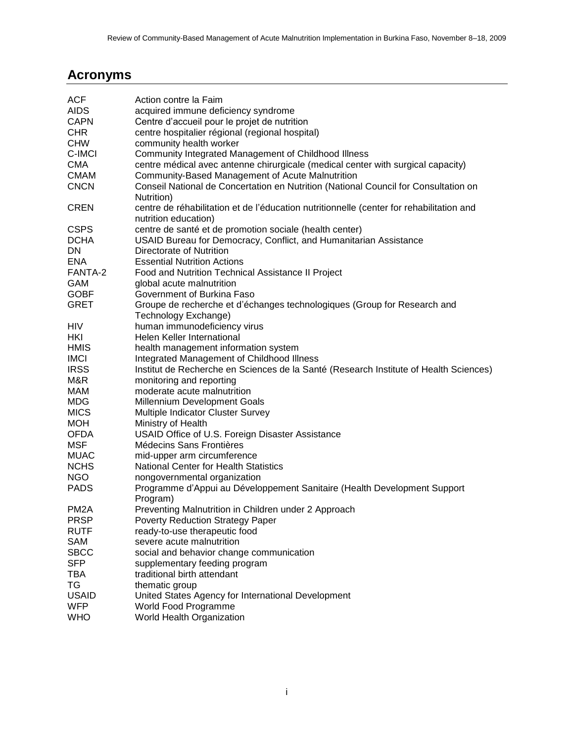## Acronyms

| | |
|---|---|
| ACF | Action contre la Faim |
| AIDS | acquired immune deficiency syndrome |
| CAPN | Centre d'accueil pour le projet de nutrition |
| CHR | centre hospitalier régional (regional hospital) |
| CHW | community health worker |
| C-IMCI | Community Integrated Management of Childhood Illness |
| CMA | centre médical avec antenne chirurgicale (medical center with surgical capacity) |
| CMAM | Community-Based Management of Acute Malnutrition |
| CNCN | Conseil National de Concertation en Nutrition (National Council for Consultation on Nutrition) |
| CREN | centre de réhabilitation et de l'éducation nutritionnelle (center for rehabilitation and nutrition education) |
| CSPS | centre de santé et de promotion sociale (health center) |
| DCHA | USAID Bureau for Democracy, Conflict, and Humanitarian Assistance |
| DN | Directorate of Nutrition |
| ENA | Essential Nutrition Actions |
| FANTA-2 | Food and Nutrition Technical Assistance II Project |
| GAM | global acute malnutrition |
| GOBF | Government of Burkina Faso |
| GRET | Groupe de recherche et d'échanges technologiques (Group for Research and Technology Exchange) |
| HIV | human immunodeficiency virus |
| HKI | Helen Keller International |
| HMIS | health management information system |
| IMCI | Integrated Management of Childhood Illness |
| IRSS | Institut de Recherche en Sciences de la Santé (Research Institute of Health Sciences) |
| M&R | monitoring and reporting |
| MAM | moderate acute malnutrition |
| MDG | Millennium Development Goals |
| MICS | Multiple Indicator Cluster Survey |
| MOH | Ministry of Health |
| OFDA | USAID Office of U.S. Foreign Disaster Assistance |
| MSF | Médecins Sans Frontières |
| MUAC | mid-upper arm circumference |
| NCHS | National Center for Health Statistics |
| NGO | nongovernmental organization |
| PADS | Programme d'Appui au Développement Sanitaire (Health Development Support Program) |
| PM2A | Preventing Malnutrition in Children under 2 Approach |
| PRSP | Poverty Reduction Strategy Paper |
| RUTF | ready-to-use therapeutic food |
| SAM | severe acute malnutrition |
| SBCC | social and behavior change communication |
| SFP | supplementary feeding program |
| TBA | traditional birth attendant |
| TG | thematic group |
| USAID | United States Agency for International Development |
| WFP | World Food Programme |
| WHO | World Health Organization |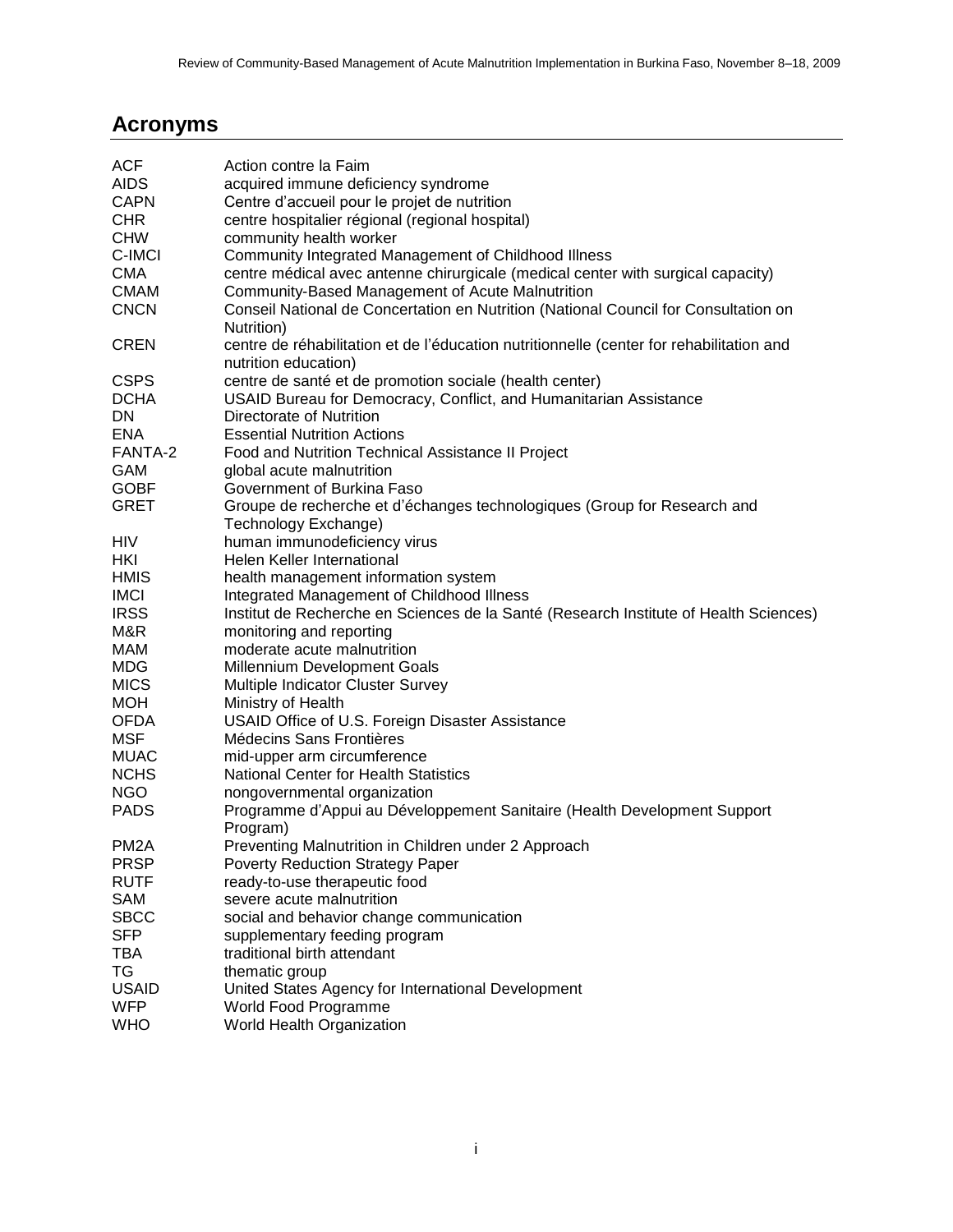## Acronyms

| | |
|---|---|
| ACF | Action contre la Faim |
| AIDS | acquired immune deficiency syndrome |
| CAPN | Centre d'accueil pour le projet de nutrition |
| CHR | centre hospitalier régional (regional hospital) |
| CHW | community health worker |
| C-IMCI | Community Integrated Management of Childhood Illness |
| CMA | centre médical avec antenne chirurgicale (medical center with surgical capacity) |
| CMAM | Community-Based Management of Acute Malnutrition |
| CNCN | Conseil National de Concertation en Nutrition (National Council for Consultation on Nutrition) |
| CREN | centre de réhabilitation et de l'éducation nutritionnelle (center for rehabilitation and nutrition education) |
| CSPS | centre de santé et de promotion sociale (health center) |
| DCHA | USAID Bureau for Democracy, Conflict, and Humanitarian Assistance |
| DN | Directorate of Nutrition |
| ENA | Essential Nutrition Actions |
| FANTA-2 | Food and Nutrition Technical Assistance II Project |
| GAM | global acute malnutrition |
| GOBF | Government of Burkina Faso |
| GRET | Groupe de recherche et d'échanges technologiques (Group for Research and Technology Exchange) |
| HIV | human immunodeficiency virus |
| HKI | Helen Keller International |
| HMIS | health management information system |
| IMCI | Integrated Management of Childhood Illness |
| IRSS | Institut de Recherche en Sciences de la Santé (Research Institute of Health Sciences) |
| M&R | monitoring and reporting |
| MAM | moderate acute malnutrition |
| MDG | Millennium Development Goals |
| MICS | Multiple Indicator Cluster Survey |
| MOH | Ministry of Health |
| OFDA | USAID Office of U.S. Foreign Disaster Assistance |
| MSF | Médecins Sans Frontières |
| MUAC | mid-upper arm circumference |
| NCHS | National Center for Health Statistics |
| NGO | nongovernmental organization |
| PADS | Programme d'Appui au Développement Sanitaire (Health Development Support Program) |
| PM2A | Preventing Malnutrition in Children under 2 Approach |
| PRSP | Poverty Reduction Strategy Paper |
| RUTF | ready-to-use therapeutic food |
| SAM | severe acute malnutrition |
| SBCC | social and behavior change communication |
| SFP | supplementary feeding program |
| TBA | traditional birth attendant |
| TG | thematic group |
| USAID | United States Agency for International Development |
| WFP | World Food Programme |
| WHO | World Health Organization |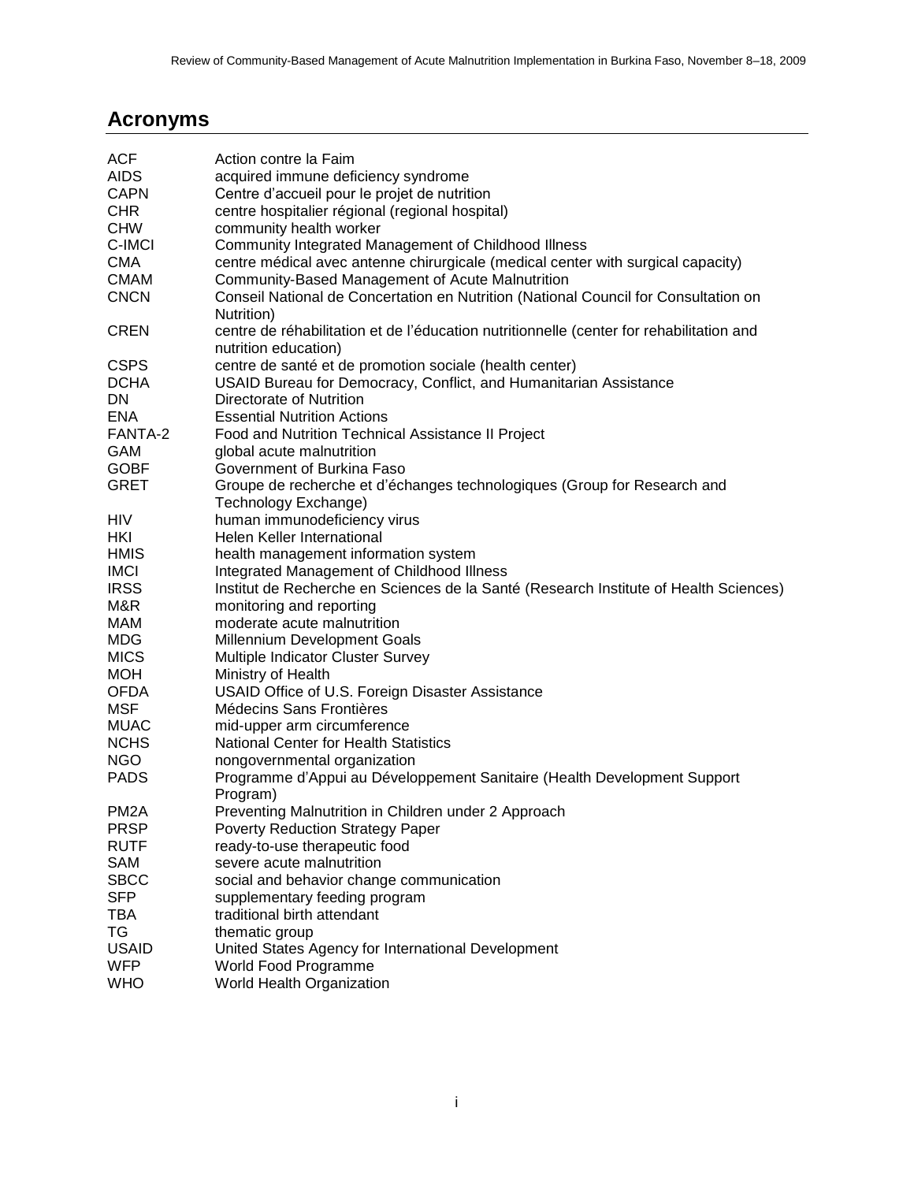## Acronyms

| | |
|---|---|
| ACF | Action contre la Faim |
| AIDS | acquired immune deficiency syndrome |
| CAPN | Centre d'accueil pour le projet de nutrition |
| CHR | centre hospitalier régional (regional hospital) |
| CHW | community health worker |
| C-IMCI | Community Integrated Management of Childhood Illness |
| CMA | centre médical avec antenne chirurgicale (medical center with surgical capacity) |
| CMAM | Community-Based Management of Acute Malnutrition |
| CNCN | Conseil National de Concertation en Nutrition (National Council for Consultation on Nutrition) |
| CREN | centre de réhabilitation et de l'éducation nutritionnelle (center for rehabilitation and nutrition education) |
| CSPS | centre de santé et de promotion sociale (health center) |
| DCHA | USAID Bureau for Democracy, Conflict, and Humanitarian Assistance |
| DN | Directorate of Nutrition |
| ENA | Essential Nutrition Actions |
| FANTA-2 | Food and Nutrition Technical Assistance II Project |
| GAM | global acute malnutrition |
| GOBF | Government of Burkina Faso |
| GRET | Groupe de recherche et d'échanges technologiques (Group for Research and Technology Exchange) |
| HIV | human immunodeficiency virus |
| HKI | Helen Keller International |
| HMIS | health management information system |
| IMCI | Integrated Management of Childhood Illness |
| IRSS | Institut de Recherche en Sciences de la Santé (Research Institute of Health Sciences) |
| M&R | monitoring and reporting |
| MAM | moderate acute malnutrition |
| MDG | Millennium Development Goals |
| MICS | Multiple Indicator Cluster Survey |
| MOH | Ministry of Health |
| OFDA | USAID Office of U.S. Foreign Disaster Assistance |
| MSF | Médecins Sans Frontières |
| MUAC | mid-upper arm circumference |
| NCHS | National Center for Health Statistics |
| NGO | nongovernmental organization |
| PADS | Programme d'Appui au Développement Sanitaire (Health Development Support Program) |
| PM2A | Preventing Malnutrition in Children under 2 Approach |
| PRSP | Poverty Reduction Strategy Paper |
| RUTF | ready-to-use therapeutic food |
| SAM | severe acute malnutrition |
| SBCC | social and behavior change communication |
| SFP | supplementary feeding program |
| TBA | traditional birth attendant |
| TG | thematic group |
| USAID | United States Agency for International Development |
| WFP | World Food Programme |
| WHO | World Health Organization |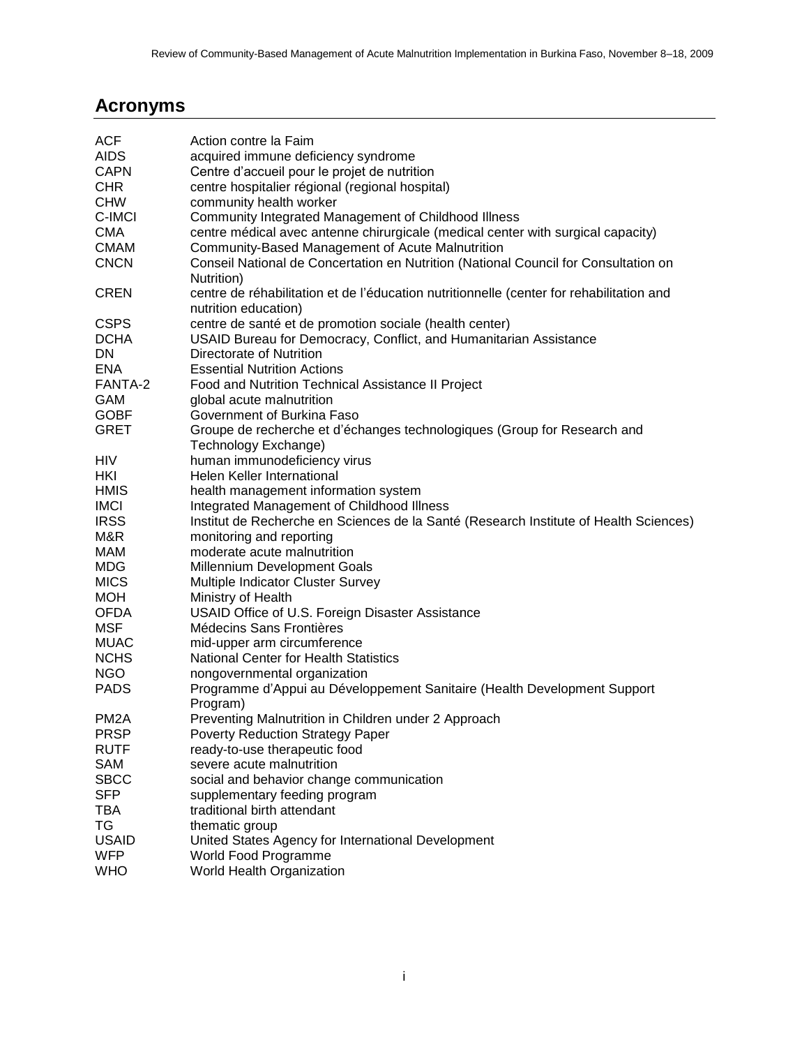## Acronyms

| | |
|---|---|
| ACF | Action contre la Faim |
| AIDS | acquired immune deficiency syndrome |
| CAPN | Centre d'accueil pour le projet de nutrition |
| CHR | centre hospitalier régional (regional hospital) |
| CHW | community health worker |
| C-IMCI | Community Integrated Management of Childhood Illness |
| CMA | centre médical avec antenne chirurgicale (medical center with surgical capacity) |
| CMAM | Community-Based Management of Acute Malnutrition |
| CNCN | Conseil National de Concertation en Nutrition (National Council for Consultation on Nutrition) |
| CREN | centre de réhabilitation et de l'éducation nutritionnelle (center for rehabilitation and nutrition education) |
| CSPS | centre de santé et de promotion sociale (health center) |
| DCHA | USAID Bureau for Democracy, Conflict, and Humanitarian Assistance |
| DN | Directorate of Nutrition |
| ENA | Essential Nutrition Actions |
| FANTA-2 | Food and Nutrition Technical Assistance II Project |
| GAM | global acute malnutrition |
| GOBF | Government of Burkina Faso |
| GRET | Groupe de recherche et d'échanges technologiques (Group for Research and Technology Exchange) |
| HIV | human immunodeficiency virus |
| HKI | Helen Keller International |
| HMIS | health management information system |
| IMCI | Integrated Management of Childhood Illness |
| IRSS | Institut de Recherche en Sciences de la Santé (Research Institute of Health Sciences) |
| M&R | monitoring and reporting |
| MAM | moderate acute malnutrition |
| MDG | Millennium Development Goals |
| MICS | Multiple Indicator Cluster Survey |
| MOH | Ministry of Health |
| OFDA | USAID Office of U.S. Foreign Disaster Assistance |
| MSF | Médecins Sans Frontières |
| MUAC | mid-upper arm circumference |
| NCHS | National Center for Health Statistics |
| NGO | nongovernmental organization |
| PADS | Programme d'Appui au Développement Sanitaire (Health Development Support Program) |
| PM2A | Preventing Malnutrition in Children under 2 Approach |
| PRSP | Poverty Reduction Strategy Paper |
| RUTF | ready-to-use therapeutic food |
| SAM | severe acute malnutrition |
| SBCC | social and behavior change communication |
| SFP | supplementary feeding program |
| TBA | traditional birth attendant |
| TG | thematic group |
| USAID | United States Agency for International Development |
| WFP | World Food Programme |
| WHO | World Health Organization |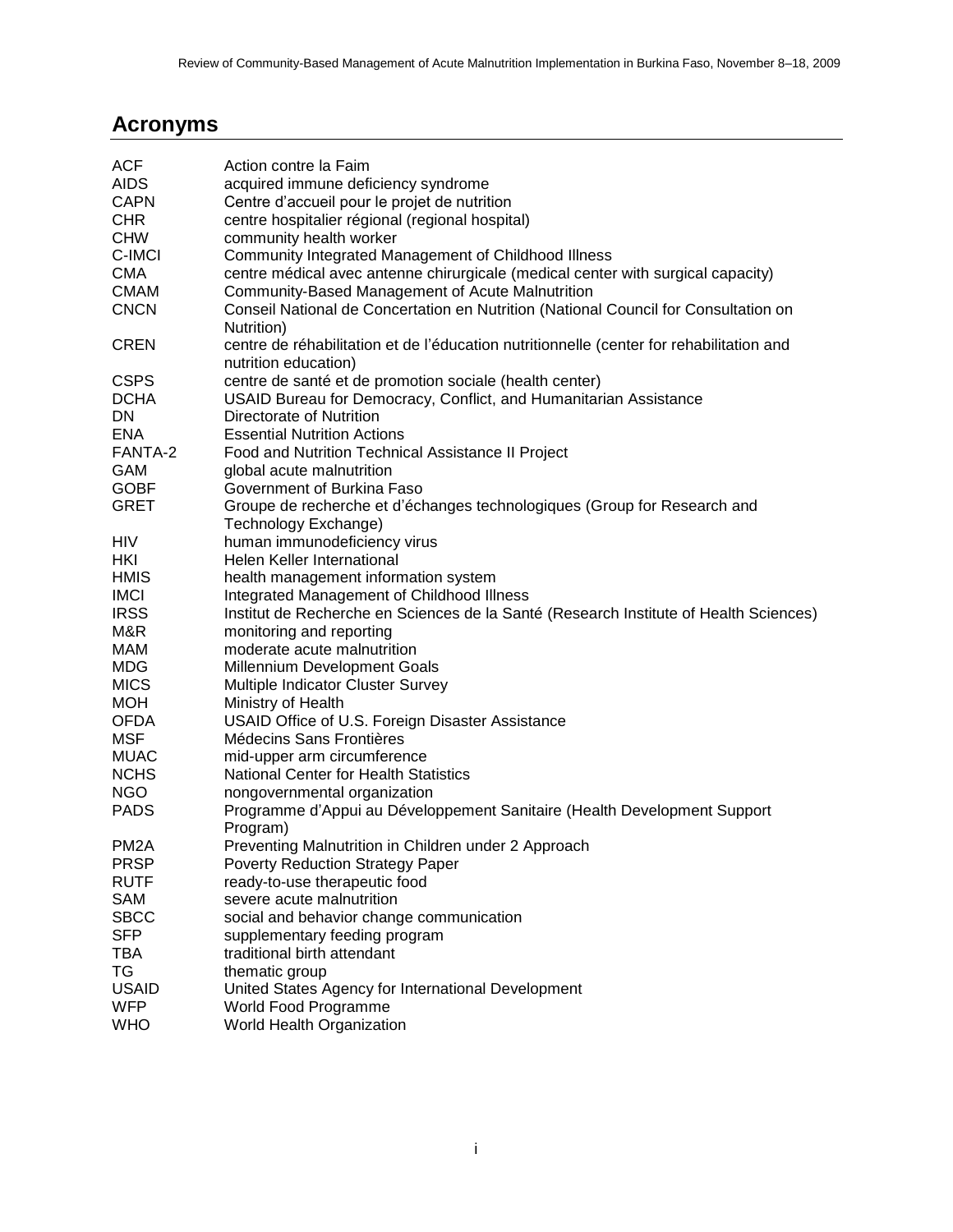## Acronyms

| | |
|---|---|
| ACF | Action contre la Faim |
| AIDS | acquired immune deficiency syndrome |
| CAPN | Centre d'accueil pour le projet de nutrition |
| CHR | centre hospitalier régional (regional hospital) |
| CHW | community health worker |
| C-IMCI | Community Integrated Management of Childhood Illness |
| CMA | centre médical avec antenne chirurgicale (medical center with surgical capacity) |
| CMAM | Community-Based Management of Acute Malnutrition |
| CNCN | Conseil National de Concertation en Nutrition (National Council for Consultation on Nutrition) |
| CREN | centre de réhabilitation et de l'éducation nutritionnelle (center for rehabilitation and nutrition education) |
| CSPS | centre de santé et de promotion sociale (health center) |
| DCHA | USAID Bureau for Democracy, Conflict, and Humanitarian Assistance |
| DN | Directorate of Nutrition |
| ENA | Essential Nutrition Actions |
| FANTA-2 | Food and Nutrition Technical Assistance II Project |
| GAM | global acute malnutrition |
| GOBF | Government of Burkina Faso |
| GRET | Groupe de recherche et d'échanges technologiques (Group for Research and Technology Exchange) |
| HIV | human immunodeficiency virus |
| HKI | Helen Keller International |
| HMIS | health management information system |
| IMCI | Integrated Management of Childhood Illness |
| IRSS | Institut de Recherche en Sciences de la Santé (Research Institute of Health Sciences) |
| M&R | monitoring and reporting |
| MAM | moderate acute malnutrition |
| MDG | Millennium Development Goals |
| MICS | Multiple Indicator Cluster Survey |
| MOH | Ministry of Health |
| OFDA | USAID Office of U.S. Foreign Disaster Assistance |
| MSF | Médecins Sans Frontières |
| MUAC | mid-upper arm circumference |
| NCHS | National Center for Health Statistics |
| NGO | nongovernmental organization |
| PADS | Programme d'Appui au Développement Sanitaire (Health Development Support Program) |
| PM2A | Preventing Malnutrition in Children under 2 Approach |
| PRSP | Poverty Reduction Strategy Paper |
| RUTF | ready-to-use therapeutic food |
| SAM | severe acute malnutrition |
| SBCC | social and behavior change communication |
| SFP | supplementary feeding program |
| TBA | traditional birth attendant |
| TG | thematic group |
| USAID | United States Agency for International Development |
| WFP | World Food Programme |
| WHO | World Health Organization |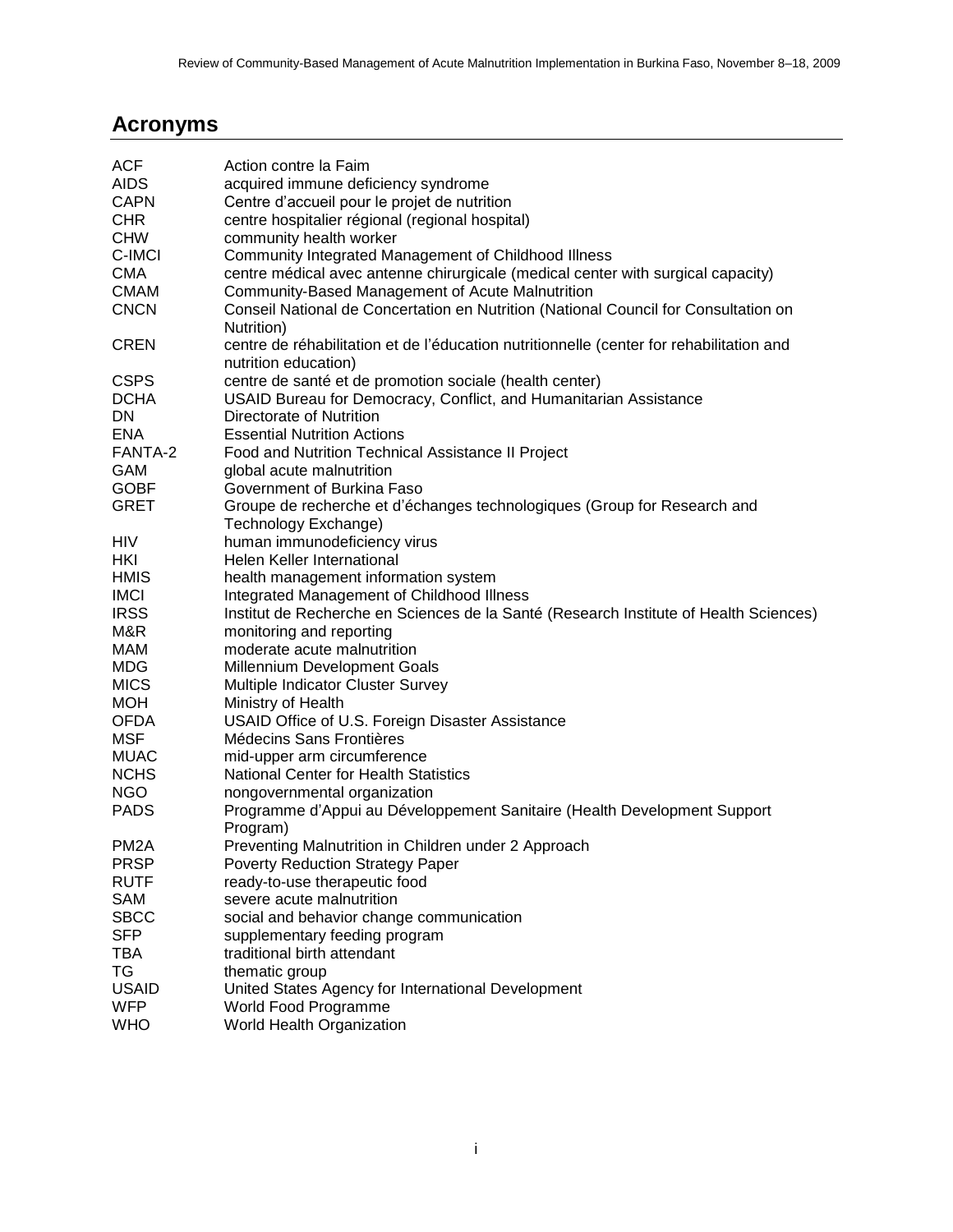## Acronyms

| | |
|---|---|
| ACF | Action contre la Faim |
| AIDS | acquired immune deficiency syndrome |
| CAPN | Centre d'accueil pour le projet de nutrition |
| CHR | centre hospitalier régional (regional hospital) |
| CHW | community health worker |
| C-IMCI | Community Integrated Management of Childhood Illness |
| CMA | centre médical avec antenne chirurgicale (medical center with surgical capacity) |
| CMAM | Community-Based Management of Acute Malnutrition |
| CNCN | Conseil National de Concertation en Nutrition (National Council for Consultation on Nutrition) |
| CREN | centre de réhabilitation et de l'éducation nutritionnelle (center for rehabilitation and nutrition education) |
| CSPS | centre de santé et de promotion sociale (health center) |
| DCHA | USAID Bureau for Democracy, Conflict, and Humanitarian Assistance |
| DN | Directorate of Nutrition |
| ENA | Essential Nutrition Actions |
| FANTA-2 | Food and Nutrition Technical Assistance II Project |
| GAM | global acute malnutrition |
| GOBF | Government of Burkina Faso |
| GRET | Groupe de recherche et d'échanges technologiques (Group for Research and Technology Exchange) |
| HIV | human immunodeficiency virus |
| HKI | Helen Keller International |
| HMIS | health management information system |
| IMCI | Integrated Management of Childhood Illness |
| IRSS | Institut de Recherche en Sciences de la Santé (Research Institute of Health Sciences) |
| M&R | monitoring and reporting |
| MAM | moderate acute malnutrition |
| MDG | Millennium Development Goals |
| MICS | Multiple Indicator Cluster Survey |
| MOH | Ministry of Health |
| OFDA | USAID Office of U.S. Foreign Disaster Assistance |
| MSF | Médecins Sans Frontières |
| MUAC | mid-upper arm circumference |
| NCHS | National Center for Health Statistics |
| NGO | nongovernmental organization |
| PADS | Programme d'Appui au Développement Sanitaire (Health Development Support Program) |
| PM2A | Preventing Malnutrition in Children under 2 Approach |
| PRSP | Poverty Reduction Strategy Paper |
| RUTF | ready-to-use therapeutic food |
| SAM | severe acute malnutrition |
| SBCC | social and behavior change communication |
| SFP | supplementary feeding program |
| TBA | traditional birth attendant |
| TG | thematic group |
| USAID | United States Agency for International Development |
| WFP | World Food Programme |
| WHO | World Health Organization |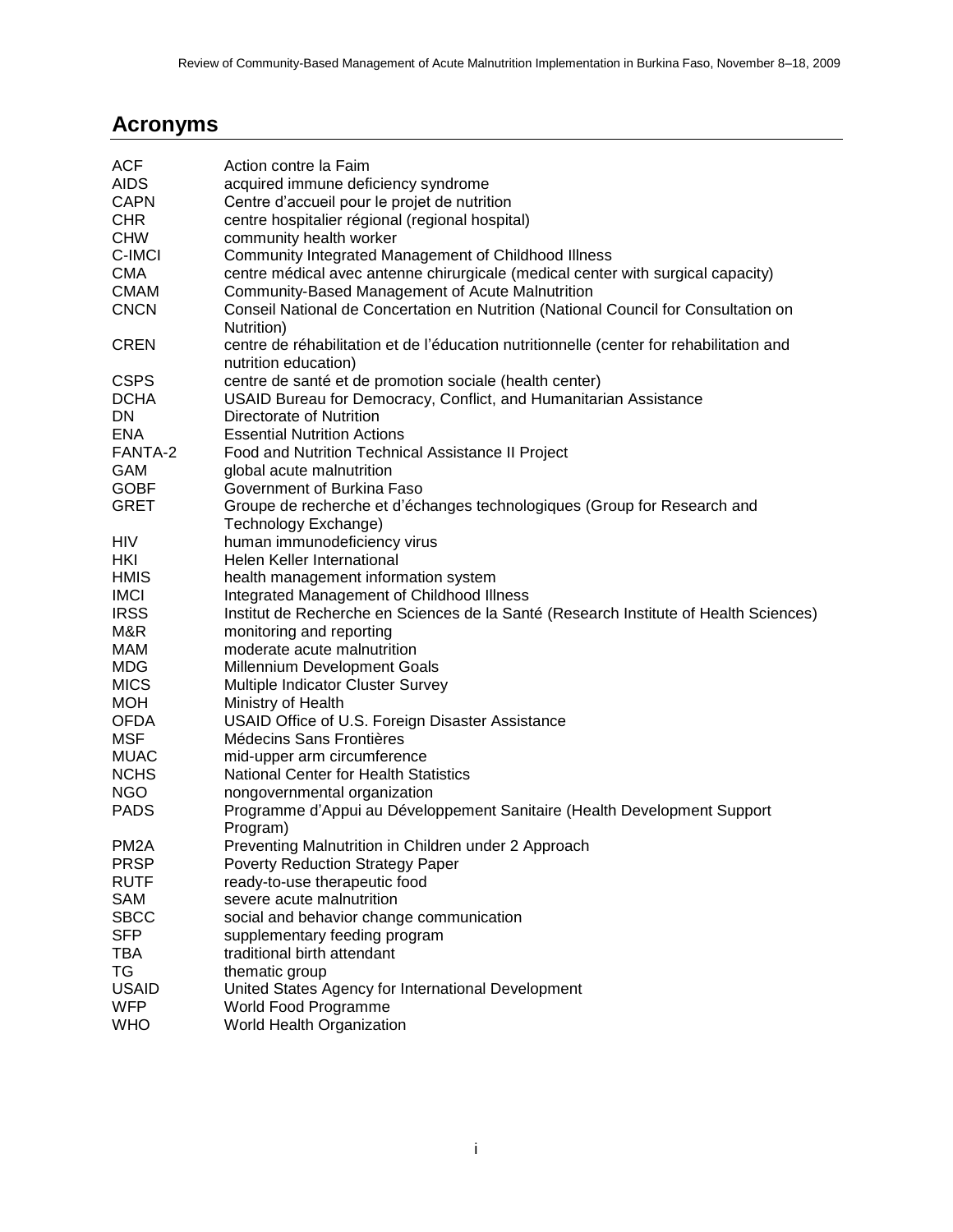## Acronyms

| | |
|---|---|
| ACF | Action contre la Faim |
| AIDS | acquired immune deficiency syndrome |
| CAPN | Centre d'accueil pour le projet de nutrition |
| CHR | centre hospitalier régional (regional hospital) |
| CHW | community health worker |
| C-IMCI | Community Integrated Management of Childhood Illness |
| CMA | centre médical avec antenne chirurgicale (medical center with surgical capacity) |
| CMAM | Community-Based Management of Acute Malnutrition |
| CNCN | Conseil National de Concertation en Nutrition (National Council for Consultation on Nutrition) |
| CREN | centre de réhabilitation et de l'éducation nutritionnelle (center for rehabilitation and nutrition education) |
| CSPS | centre de santé et de promotion sociale (health center) |
| DCHA | USAID Bureau for Democracy, Conflict, and Humanitarian Assistance |
| DN | Directorate of Nutrition |
| ENA | Essential Nutrition Actions |
| FANTA-2 | Food and Nutrition Technical Assistance II Project |
| GAM | global acute malnutrition |
| GOBF | Government of Burkina Faso |
| GRET | Groupe de recherche et d'échanges technologiques (Group for Research and Technology Exchange) |
| HIV | human immunodeficiency virus |
| HKI | Helen Keller International |
| HMIS | health management information system |
| IMCI | Integrated Management of Childhood Illness |
| IRSS | Institut de Recherche en Sciences de la Santé (Research Institute of Health Sciences) |
| M&R | monitoring and reporting |
| MAM | moderate acute malnutrition |
| MDG | Millennium Development Goals |
| MICS | Multiple Indicator Cluster Survey |
| MOH | Ministry of Health |
| OFDA | USAID Office of U.S. Foreign Disaster Assistance |
| MSF | Médecins Sans Frontières |
| MUAC | mid-upper arm circumference |
| NCHS | National Center for Health Statistics |
| NGO | nongovernmental organization |
| PADS | Programme d'Appui au Développement Sanitaire (Health Development Support Program) |
| PM2A | Preventing Malnutrition in Children under 2 Approach |
| PRSP | Poverty Reduction Strategy Paper |
| RUTF | ready-to-use therapeutic food |
| SAM | severe acute malnutrition |
| SBCC | social and behavior change communication |
| SFP | supplementary feeding program |
| TBA | traditional birth attendant |
| TG | thematic group |
| USAID | United States Agency for International Development |
| WFP | World Food Programme |
| WHO | World Health Organization |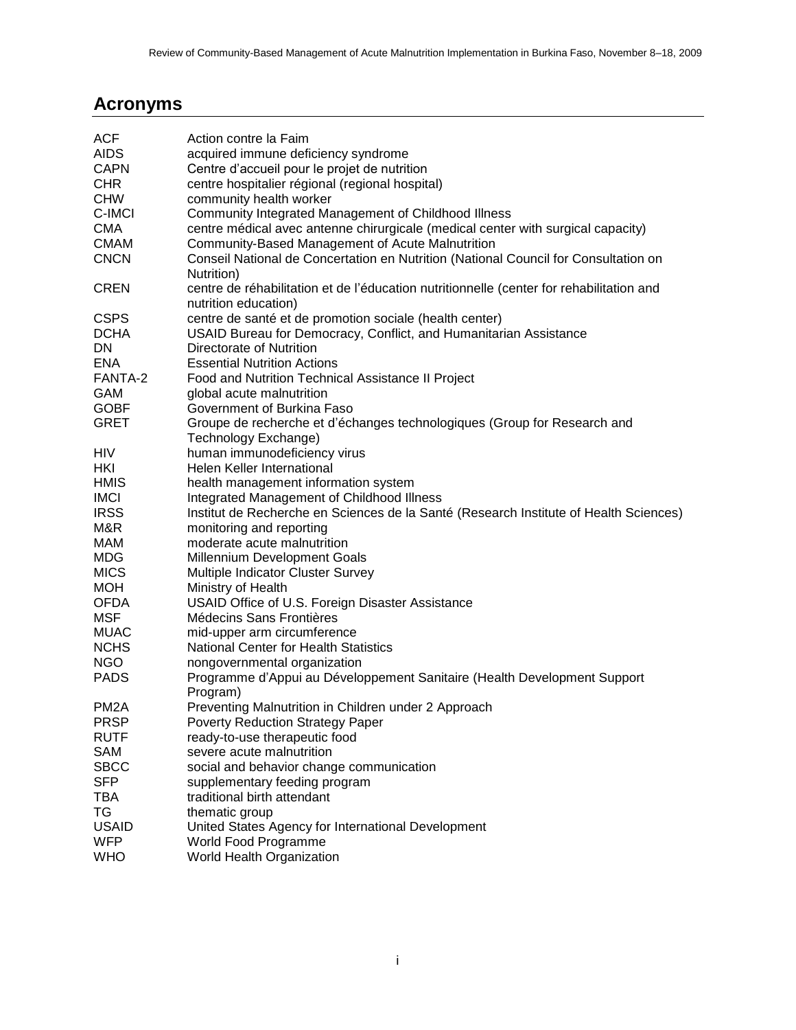## Acronyms

| | |
|---|---|
| ACF | Action contre la Faim |
| AIDS | acquired immune deficiency syndrome |
| CAPN | Centre d'accueil pour le projet de nutrition |
| CHR | centre hospitalier régional (regional hospital) |
| CHW | community health worker |
| C-IMCI | Community Integrated Management of Childhood Illness |
| CMA | centre médical avec antenne chirurgicale (medical center with surgical capacity) |
| CMAM | Community-Based Management of Acute Malnutrition |
| CNCN | Conseil National de Concertation en Nutrition (National Council for Consultation on Nutrition) |
| CREN | centre de réhabilitation et de l'éducation nutritionnelle (center for rehabilitation and nutrition education) |
| CSPS | centre de santé et de promotion sociale (health center) |
| DCHA | USAID Bureau for Democracy, Conflict, and Humanitarian Assistance |
| DN | Directorate of Nutrition |
| ENA | Essential Nutrition Actions |
| FANTA-2 | Food and Nutrition Technical Assistance II Project |
| GAM | global acute malnutrition |
| GOBF | Government of Burkina Faso |
| GRET | Groupe de recherche et d'échanges technologiques (Group for Research and Technology Exchange) |
| HIV | human immunodeficiency virus |
| HKI | Helen Keller International |
| HMIS | health management information system |
| IMCI | Integrated Management of Childhood Illness |
| IRSS | Institut de Recherche en Sciences de la Santé (Research Institute of Health Sciences) |
| M&R | monitoring and reporting |
| MAM | moderate acute malnutrition |
| MDG | Millennium Development Goals |
| MICS | Multiple Indicator Cluster Survey |
| MOH | Ministry of Health |
| OFDA | USAID Office of U.S. Foreign Disaster Assistance |
| MSF | Médecins Sans Frontières |
| MUAC | mid-upper arm circumference |
| NCHS | National Center for Health Statistics |
| NGO | nongovernmental organization |
| PADS | Programme d'Appui au Développement Sanitaire (Health Development Support Program) |
| PM2A | Preventing Malnutrition in Children under 2 Approach |
| PRSP | Poverty Reduction Strategy Paper |
| RUTF | ready-to-use therapeutic food |
| SAM | severe acute malnutrition |
| SBCC | social and behavior change communication |
| SFP | supplementary feeding program |
| TBA | traditional birth attendant |
| TG | thematic group |
| USAID | United States Agency for International Development |
| WFP | World Food Programme |
| WHO | World Health Organization |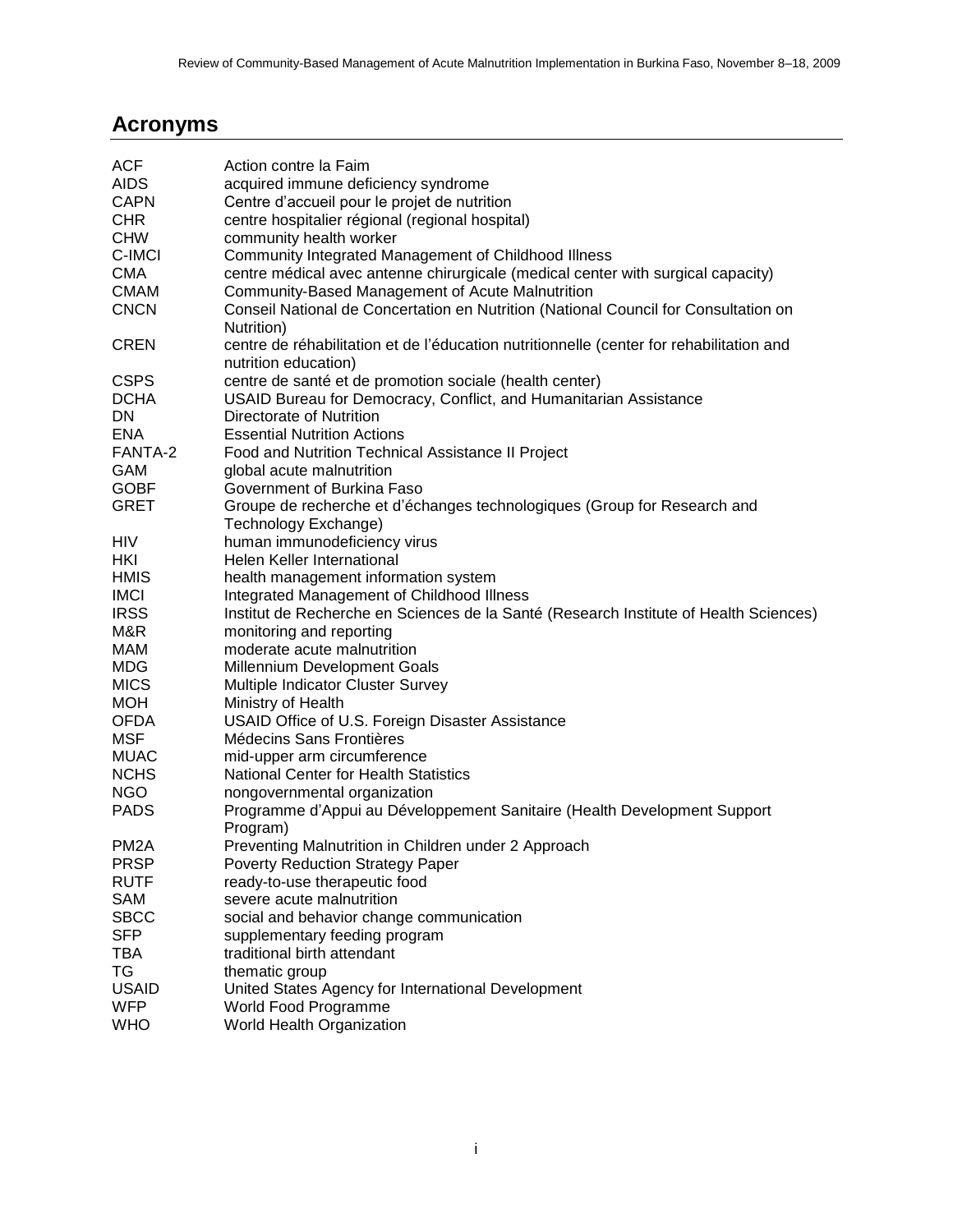## Acronyms

| | |
|---|---|
| ACF | Action contre la Faim |
| AIDS | acquired immune deficiency syndrome |
| CAPN | Centre d'accueil pour le projet de nutrition |
| CHR | centre hospitalier régional (regional hospital) |
| CHW | community health worker |
| C-IMCI | Community Integrated Management of Childhood Illness |
| CMA | centre médical avec antenne chirurgicale (medical center with surgical capacity) |
| CMAM | Community-Based Management of Acute Malnutrition |
| CNCN | Conseil National de Concertation en Nutrition (National Council for Consultation on Nutrition) |
| CREN | centre de réhabilitation et de l'éducation nutritionnelle (center for rehabilitation and nutrition education) |
| CSPS | centre de santé et de promotion sociale (health center) |
| DCHA | USAID Bureau for Democracy, Conflict, and Humanitarian Assistance |
| DN | Directorate of Nutrition |
| ENA | Essential Nutrition Actions |
| FANTA-2 | Food and Nutrition Technical Assistance II Project |
| GAM | global acute malnutrition |
| GOBF | Government of Burkina Faso |
| GRET | Groupe de recherche et d'échanges technologiques (Group for Research and Technology Exchange) |
| HIV | human immunodeficiency virus |
| HKI | Helen Keller International |
| HMIS | health management information system |
| IMCI | Integrated Management of Childhood Illness |
| IRSS | Institut de Recherche en Sciences de la Santé (Research Institute of Health Sciences) |
| M&R | monitoring and reporting |
| MAM | moderate acute malnutrition |
| MDG | Millennium Development Goals |
| MICS | Multiple Indicator Cluster Survey |
| MOH | Ministry of Health |
| OFDA | USAID Office of U.S. Foreign Disaster Assistance |
| MSF | Médecins Sans Frontières |
| MUAC | mid-upper arm circumference |
| NCHS | National Center for Health Statistics |
| NGO | nongovernmental organization |
| PADS | Programme d'Appui au Développement Sanitaire (Health Development Support Program) |
| PM2A | Preventing Malnutrition in Children under 2 Approach |
| PRSP | Poverty Reduction Strategy Paper |
| RUTF | ready-to-use therapeutic food |
| SAM | severe acute malnutrition |
| SBCC | social and behavior change communication |
| SFP | supplementary feeding program |
| TBA | traditional birth attendant |
| TG | thematic group |
| USAID | United States Agency for International Development |
| WFP | World Food Programme |
| WHO | World Health Organization |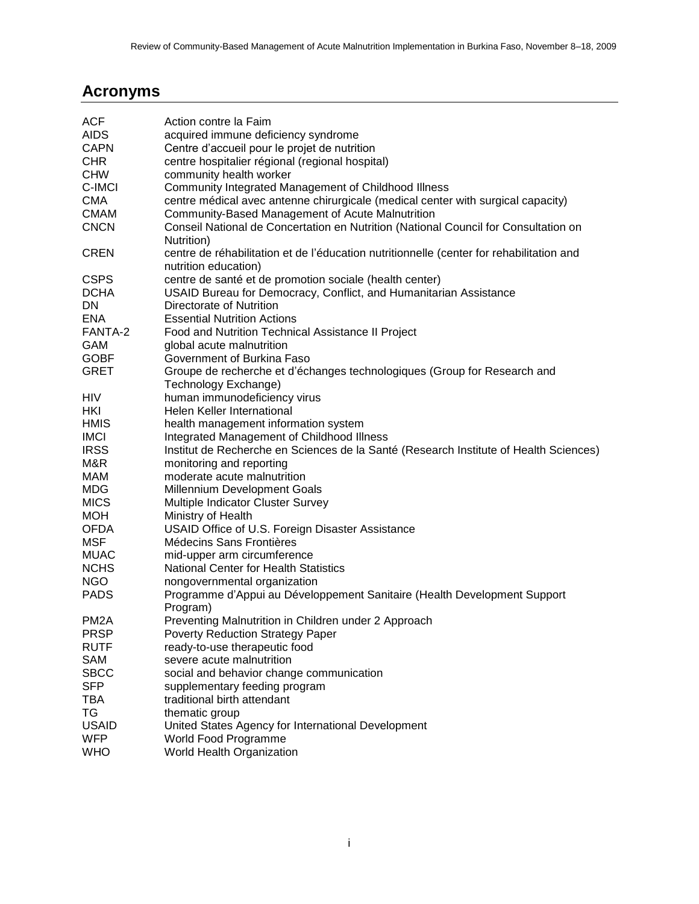## Acronyms

| | |
|---|---|
| ACF | Action contre la Faim |
| AIDS | acquired immune deficiency syndrome |
| CAPN | Centre d'accueil pour le projet de nutrition |
| CHR | centre hospitalier régional (regional hospital) |
| CHW | community health worker |
| C-IMCI | Community Integrated Management of Childhood Illness |
| CMA | centre médical avec antenne chirurgicale (medical center with surgical capacity) |
| CMAM | Community-Based Management of Acute Malnutrition |
| CNCN | Conseil National de Concertation en Nutrition (National Council for Consultation on Nutrition) |
| CREN | centre de réhabilitation et de l'éducation nutritionnelle (center for rehabilitation and nutrition education) |
| CSPS | centre de santé et de promotion sociale (health center) |
| DCHA | USAID Bureau for Democracy, Conflict, and Humanitarian Assistance |
| DN | Directorate of Nutrition |
| ENA | Essential Nutrition Actions |
| FANTA-2 | Food and Nutrition Technical Assistance II Project |
| GAM | global acute malnutrition |
| GOBF | Government of Burkina Faso |
| GRET | Groupe de recherche et d'échanges technologiques (Group for Research and Technology Exchange) |
| HIV | human immunodeficiency virus |
| HKI | Helen Keller International |
| HMIS | health management information system |
| IMCI | Integrated Management of Childhood Illness |
| IRSS | Institut de Recherche en Sciences de la Santé (Research Institute of Health Sciences) |
| M&R | monitoring and reporting |
| MAM | moderate acute malnutrition |
| MDG | Millennium Development Goals |
| MICS | Multiple Indicator Cluster Survey |
| MOH | Ministry of Health |
| OFDA | USAID Office of U.S. Foreign Disaster Assistance |
| MSF | Médecins Sans Frontières |
| MUAC | mid-upper arm circumference |
| NCHS | National Center for Health Statistics |
| NGO | nongovernmental organization |
| PADS | Programme d'Appui au Développement Sanitaire (Health Development Support Program) |
| PM2A | Preventing Malnutrition in Children under 2 Approach |
| PRSP | Poverty Reduction Strategy Paper |
| RUTF | ready-to-use therapeutic food |
| SAM | severe acute malnutrition |
| SBCC | social and behavior change communication |
| SFP | supplementary feeding program |
| TBA | traditional birth attendant |
| TG | thematic group |
| USAID | United States Agency for International Development |
| WFP | World Food Programme |
| WHO | World Health Organization |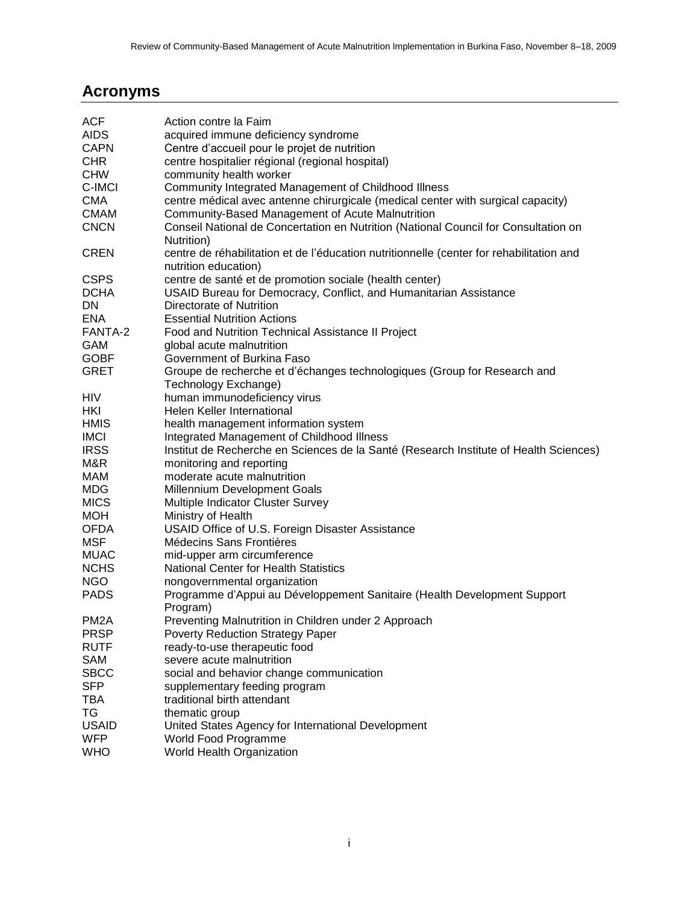## Acronyms

| | |
|---|---|
| ACF | Action contre la Faim |
| AIDS | acquired immune deficiency syndrome |
| CAPN | Centre d'accueil pour le projet de nutrition |
| CHR | centre hospitalier régional (regional hospital) |
| CHW | community health worker |
| C-IMCI | Community Integrated Management of Childhood Illness |
| CMA | centre médical avec antenne chirurgicale (medical center with surgical capacity) |
| CMAM | Community-Based Management of Acute Malnutrition |
| CNCN | Conseil National de Concertation en Nutrition (National Council for Consultation on Nutrition) |
| CREN | centre de réhabilitation et de l'éducation nutritionnelle (center for rehabilitation and nutrition education) |
| CSPS | centre de santé et de promotion sociale (health center) |
| DCHA | USAID Bureau for Democracy, Conflict, and Humanitarian Assistance |
| DN | Directorate of Nutrition |
| ENA | Essential Nutrition Actions |
| FANTA-2 | Food and Nutrition Technical Assistance II Project |
| GAM | global acute malnutrition |
| GOBF | Government of Burkina Faso |
| GRET | Groupe de recherche et d'échanges technologiques (Group for Research and Technology Exchange) |
| HIV | human immunodeficiency virus |
| HKI | Helen Keller International |
| HMIS | health management information system |
| IMCI | Integrated Management of Childhood Illness |
| IRSS | Institut de Recherche en Sciences de la Santé (Research Institute of Health Sciences) |
| M&R | monitoring and reporting |
| MAM | moderate acute malnutrition |
| MDG | Millennium Development Goals |
| MICS | Multiple Indicator Cluster Survey |
| MOH | Ministry of Health |
| OFDA | USAID Office of U.S. Foreign Disaster Assistance |
| MSF | Médecins Sans Frontières |
| MUAC | mid-upper arm circumference |
| NCHS | National Center for Health Statistics |
| NGO | nongovernmental organization |
| PADS | Programme d'Appui au Développement Sanitaire (Health Development Support Program) |
| PM2A | Preventing Malnutrition in Children under 2 Approach |
| PRSP | Poverty Reduction Strategy Paper |
| RUTF | ready-to-use therapeutic food |
| SAM | severe acute malnutrition |
| SBCC | social and behavior change communication |
| SFP | supplementary feeding program |
| TBA | traditional birth attendant |
| TG | thematic group |
| USAID | United States Agency for International Development |
| WFP | World Food Programme |
| WHO | World Health Organization |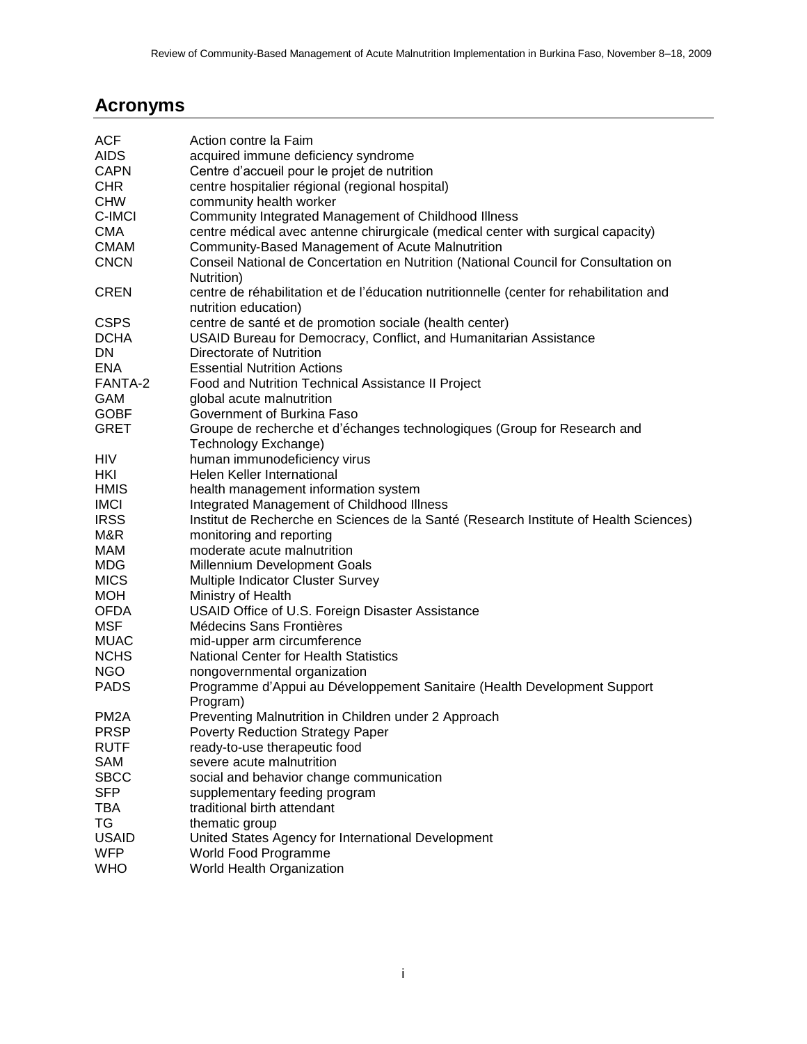## Acronyms

| | |
|---|---|
| ACF | Action contre la Faim |
| AIDS | acquired immune deficiency syndrome |
| CAPN | Centre d'accueil pour le projet de nutrition |
| CHR | centre hospitalier régional (regional hospital) |
| CHW | community health worker |
| C-IMCI | Community Integrated Management of Childhood Illness |
| CMA | centre médical avec antenne chirurgicale (medical center with surgical capacity) |
| CMAM | Community-Based Management of Acute Malnutrition |
| CNCN | Conseil National de Concertation en Nutrition (National Council for Consultation on Nutrition) |
| CREN | centre de réhabilitation et de l'éducation nutritionnelle (center for rehabilitation and nutrition education) |
| CSPS | centre de santé et de promotion sociale (health center) |
| DCHA | USAID Bureau for Democracy, Conflict, and Humanitarian Assistance |
| DN | Directorate of Nutrition |
| ENA | Essential Nutrition Actions |
| FANTA-2 | Food and Nutrition Technical Assistance II Project |
| GAM | global acute malnutrition |
| GOBF | Government of Burkina Faso |
| GRET | Groupe de recherche et d'échanges technologiques (Group for Research and Technology Exchange) |
| HIV | human immunodeficiency virus |
| HKI | Helen Keller International |
| HMIS | health management information system |
| IMCI | Integrated Management of Childhood Illness |
| IRSS | Institut de Recherche en Sciences de la Santé (Research Institute of Health Sciences) |
| M&R | monitoring and reporting |
| MAM | moderate acute malnutrition |
| MDG | Millennium Development Goals |
| MICS | Multiple Indicator Cluster Survey |
| MOH | Ministry of Health |
| OFDA | USAID Office of U.S. Foreign Disaster Assistance |
| MSF | Médecins Sans Frontières |
| MUAC | mid-upper arm circumference |
| NCHS | National Center for Health Statistics |
| NGO | nongovernmental organization |
| PADS | Programme d'Appui au Développement Sanitaire (Health Development Support Program) |
| PM2A | Preventing Malnutrition in Children under 2 Approach |
| PRSP | Poverty Reduction Strategy Paper |
| RUTF | ready-to-use therapeutic food |
| SAM | severe acute malnutrition |
| SBCC | social and behavior change communication |
| SFP | supplementary feeding program |
| TBA | traditional birth attendant |
| TG | thematic group |
| USAID | United States Agency for International Development |
| WFP | World Food Programme |
| WHO | World Health Organization |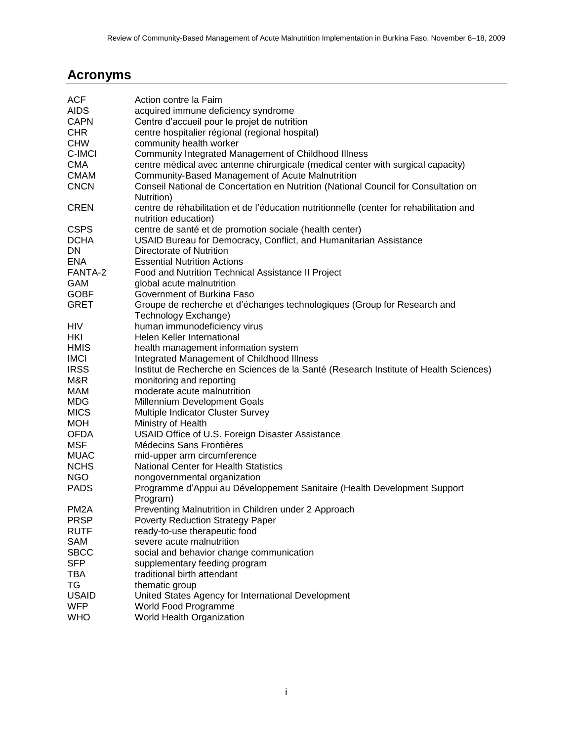## Acronyms

| | |
|---|---|
| ACF | Action contre la Faim |
| AIDS | acquired immune deficiency syndrome |
| CAPN | Centre d'accueil pour le projet de nutrition |
| CHR | centre hospitalier régional (regional hospital) |
| CHW | community health worker |
| C-IMCI | Community Integrated Management of Childhood Illness |
| CMA | centre médical avec antenne chirurgicale (medical center with surgical capacity) |
| CMAM | Community-Based Management of Acute Malnutrition |
| CNCN | Conseil National de Concertation en Nutrition (National Council for Consultation on Nutrition) |
| CREN | centre de réhabilitation et de l'éducation nutritionnelle (center for rehabilitation and nutrition education) |
| CSPS | centre de santé et de promotion sociale (health center) |
| DCHA | USAID Bureau for Democracy, Conflict, and Humanitarian Assistance |
| DN | Directorate of Nutrition |
| ENA | Essential Nutrition Actions |
| FANTA-2 | Food and Nutrition Technical Assistance II Project |
| GAM | global acute malnutrition |
| GOBF | Government of Burkina Faso |
| GRET | Groupe de recherche et d'échanges technologiques (Group for Research and Technology Exchange) |
| HIV | human immunodeficiency virus |
| HKI | Helen Keller International |
| HMIS | health management information system |
| IMCI | Integrated Management of Childhood Illness |
| IRSS | Institut de Recherche en Sciences de la Santé (Research Institute of Health Sciences) |
| M&R | monitoring and reporting |
| MAM | moderate acute malnutrition |
| MDG | Millennium Development Goals |
| MICS | Multiple Indicator Cluster Survey |
| MOH | Ministry of Health |
| OFDA | USAID Office of U.S. Foreign Disaster Assistance |
| MSF | Médecins Sans Frontières |
| MUAC | mid-upper arm circumference |
| NCHS | National Center for Health Statistics |
| NGO | nongovernmental organization |
| PADS | Programme d'Appui au Développement Sanitaire (Health Development Support Program) |
| PM2A | Preventing Malnutrition in Children under 2 Approach |
| PRSP | Poverty Reduction Strategy Paper |
| RUTF | ready-to-use therapeutic food |
| SAM | severe acute malnutrition |
| SBCC | social and behavior change communication |
| SFP | supplementary feeding program |
| TBA | traditional birth attendant |
| TG | thematic group |
| USAID | United States Agency for International Development |
| WFP | World Food Programme |
| WHO | World Health Organization |